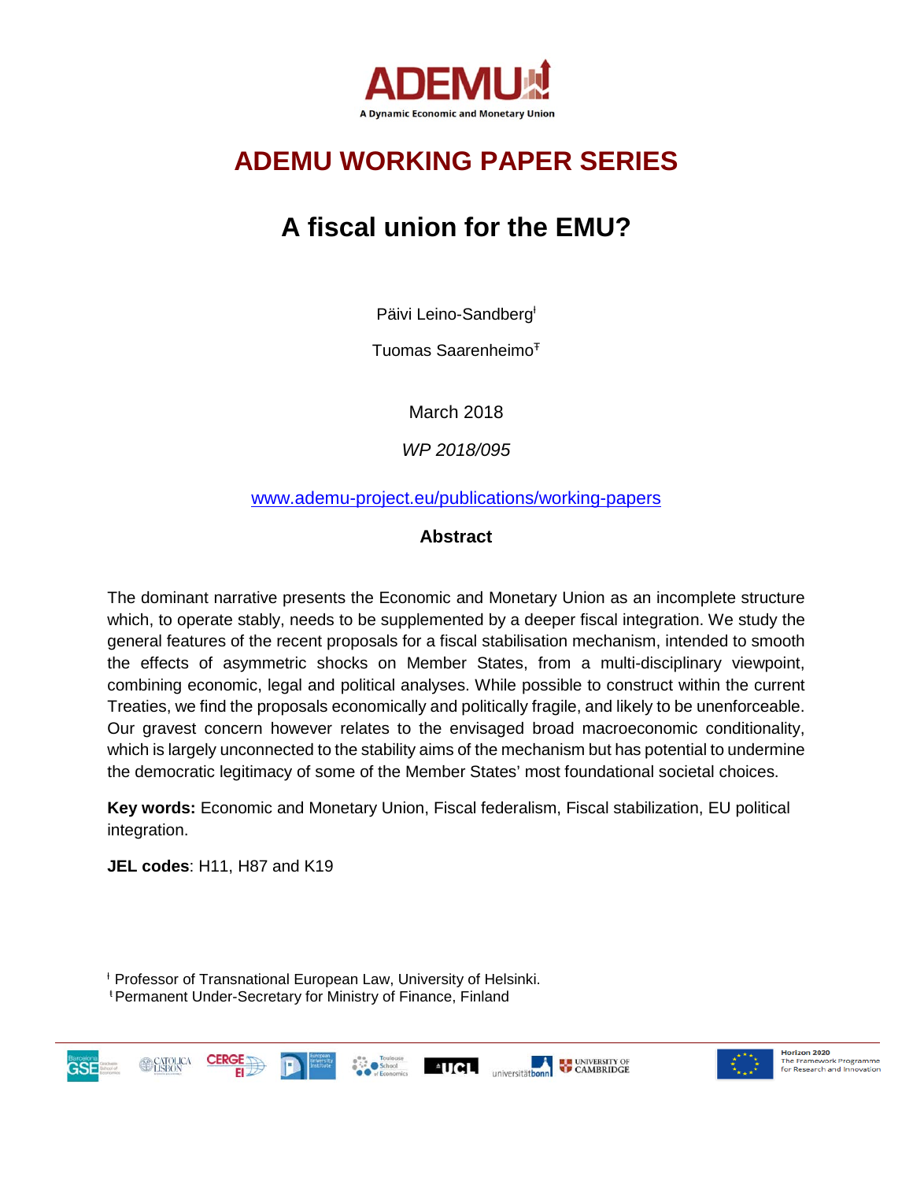ADEMU

A Dynamic Economic and Monetary Union

# ADEMU WORKING PAPER SERIES

# A fiscal union for the EMU?

Päivi Leino-Sandberg[ł]

Tuomas Saarenheimo[ŧ]

March 2018

*WP 2018/095*

www.ademu-project.eu/publications/working-papers

## Abstract

The dominant narrative presents the Economic and Monetary Union as an incomplete structure which, to operate stably, needs to be supplemented by a deeper fiscal integration. We study the general features of the recent proposals for a fiscal stabilisation mechanism, intended to smooth the effects of asymmetric shocks on Member States, from a multi-disciplinary viewpoint, combining economic, legal and political analyses. While possible to construct within the current Treaties, we find the proposals economically and politically fragile, and likely to be unenforceable. Our gravest concern however relates to the envisaged broad macroeconomic conditionality, which is largely unconnected to the stability aims of the mechanism but has potential to undermine the democratic legitimacy of some of the Member States' most foundational societal choices.

**Key words:** Economic and Monetary Union, Fiscal federalism, Fiscal stabilization, EU political integration.

**JEL codes**: H11, H87 and K19

[ł] Professor of Transnational European Law, University of Helsinki.

[ŧ] Permanent Under-Secretary for Ministry of Finance, Finland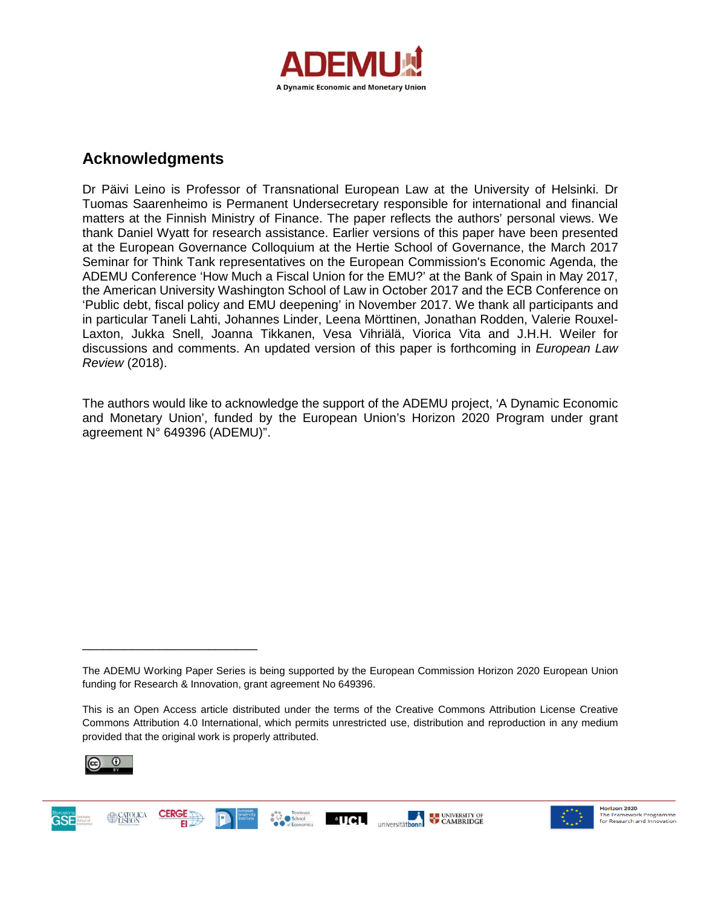## Acknowledgments

Dr Päivi Leino is Professor of Transnational European Law at the University of Helsinki. Dr Tuomas Saarenheimo is Permanent Undersecretary responsible for international and financial matters at the Finnish Ministry of Finance. The paper reflects the authors' personal views. We thank Daniel Wyatt for research assistance. Earlier versions of this paper have been presented at the European Governance Colloquium at the Hertie School of Governance, the March 2017 Seminar for Think Tank representatives on the European Commission's Economic Agenda, the ADEMU Conference 'How Much a Fiscal Union for the EMU?' at the Bank of Spain in May 2017, the American University Washington School of Law in October 2017 and the ECB Conference on 'Public debt, fiscal policy and EMU deepening' in November 2017. We thank all participants and in particular Taneli Lahti, Johannes Linder, Leena Mörttinen, Jonathan Rodden, Valerie Rouxel-Laxton, Jukka Snell, Joanna Tikkanen, Vesa Vihriälä, Viorica Vita and J.H.H. Weiler for discussions and comments. An updated version of this paper is forthcoming in *European Law Review* (2018).

The authors would like to acknowledge the support of the ADEMU project, 'A Dynamic Economic and Monetary Union', funded by the European Union's Horizon 2020 Program under grant agreement N° 649396 (ADEMU)".

---

The ADEMU Working Paper Series is being supported by the European Commission Horizon 2020 European Union funding for Research & Innovation, grant agreement No 649396.

This is an Open Access article distributed under the terms of the Creative Commons Attribution License Creative Commons Attribution 4.0 International, which permits unrestricted use, distribution and reproduction in any medium provided that the original work is properly attributed.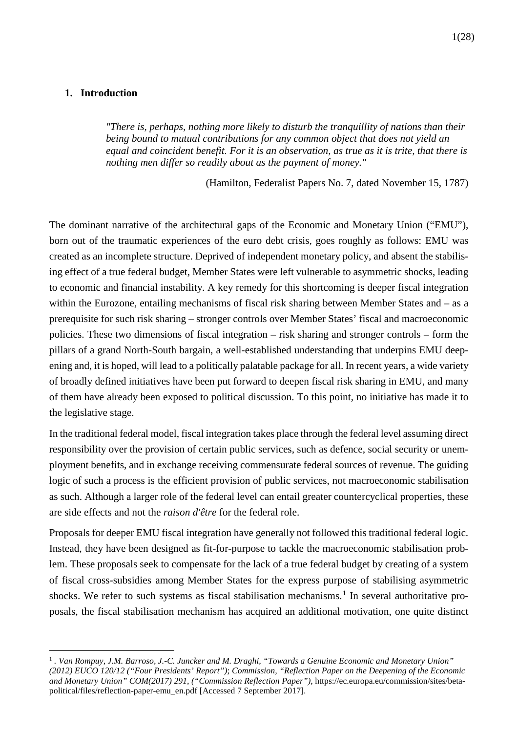## 1. Introduction

> *"There is, perhaps, nothing more likely to disturb the tranquillity of nations than their being bound to mutual contributions for any common object that does not yield an equal and coincident benefit. For it is an observation, as true as it is trite, that there is nothing men differ so readily about as the payment of money."*
>
> (Hamilton, Federalist Papers No. 7, dated November 15, 1787)

The dominant narrative of the architectural gaps of the Economic and Monetary Union ("EMU"), born out of the traumatic experiences of the euro debt crisis, goes roughly as follows: EMU was created as an incomplete structure. Deprived of independent monetary policy, and absent the stabilising effect of a true federal budget, Member States were left vulnerable to asymmetric shocks, leading to economic and financial instability. A key remedy for this shortcoming is deeper fiscal integration within the Eurozone, entailing mechanisms of fiscal risk sharing between Member States and – as a prerequisite for such risk sharing – stronger controls over Member States' fiscal and macroeconomic policies. These two dimensions of fiscal integration – risk sharing and stronger controls – form the pillars of a grand North-South bargain, a well-established understanding that underpins EMU deepening and, it is hoped, will lead to a politically palatable package for all. In recent years, a wide variety of broadly defined initiatives have been put forward to deepen fiscal risk sharing in EMU, and many of them have already been exposed to political discussion. To this point, no initiative has made it to the legislative stage.

In the traditional federal model, fiscal integration takes place through the federal level assuming direct responsibility over the provision of certain public services, such as defence, social security or unemployment benefits, and in exchange receiving commensurate federal sources of revenue. The guiding logic of such a process is the efficient provision of public services, not macroeconomic stabilisation as such. Although a larger role of the federal level can entail greater countercyclical properties, these are side effects and not the *raison d'être* for the federal role.

Proposals for deeper EMU fiscal integration have generally not followed this traditional federal logic. Instead, they have been designed as fit-for-purpose to tackle the macroeconomic stabilisation problem. These proposals seek to compensate for the lack of a true federal budget by creating of a system of fiscal cross-subsidies among Member States for the express purpose of stabilising asymmetric shocks. We refer to such systems as fiscal stabilisation mechanisms.[1] In several authoritative proposals, the fiscal stabilisation mechanism has acquired an additional motivation, one quite distinct

[1] . *Van Rompuy, J.M. Barroso, J.-C. Juncker and M. Draghi, "Towards a Genuine Economic and Monetary Union" (2012) EUCO 120/12 ("Four Presidents' Report"); Commission, "Reflection Paper on the Deepening of the Economic and Monetary Union" COM(2017) 291, ("Commission Reflection Paper")*, https://ec.europa.eu/commission/sites/beta-political/files/reflection-paper-emu_en.pdf [Accessed 7 September 2017].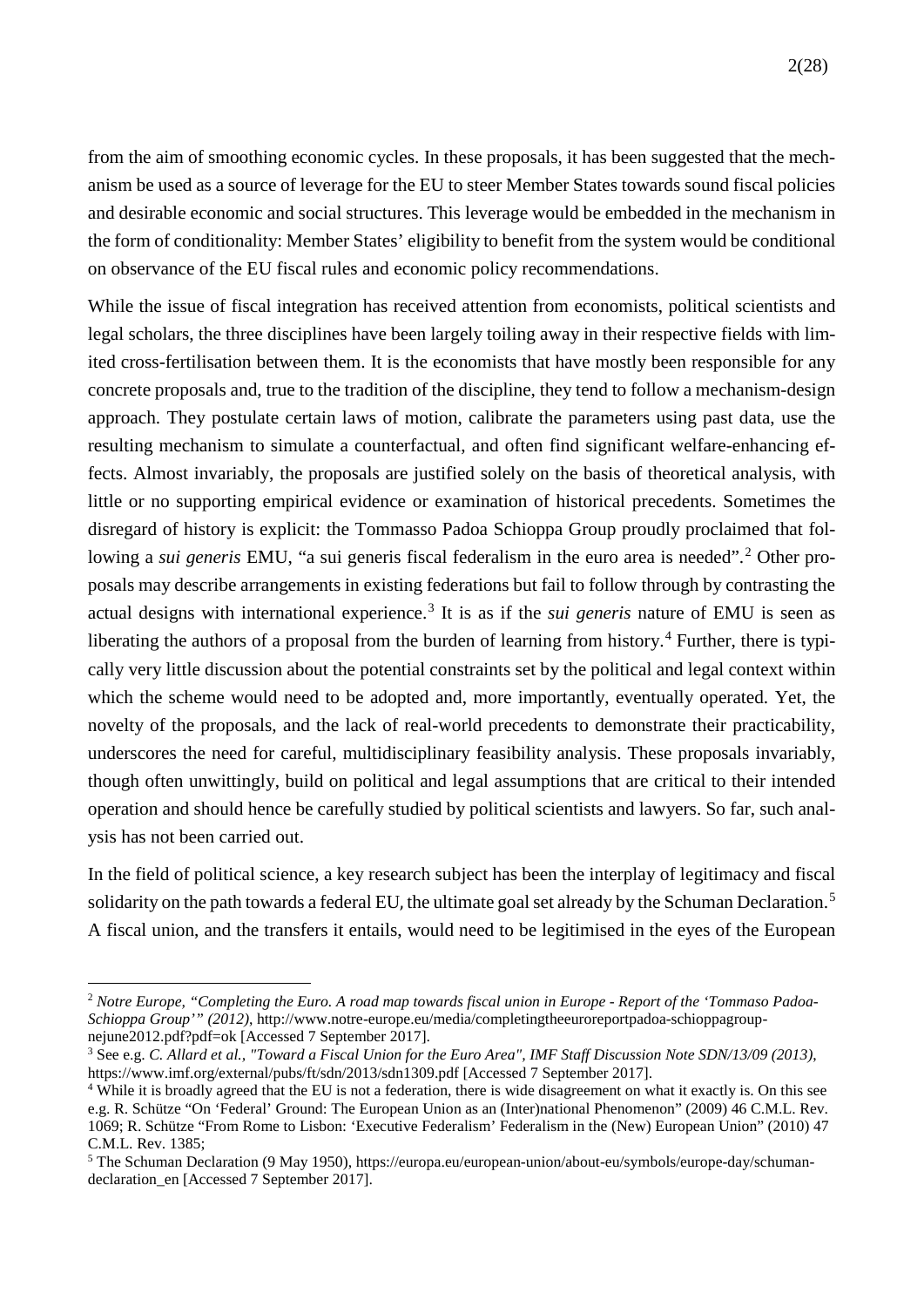from the aim of smoothing economic cycles. In these proposals, it has been suggested that the mechanism be used as a source of leverage for the EU to steer Member States towards sound fiscal policies and desirable economic and social structures. This leverage would be embedded in the mechanism in the form of conditionality: Member States' eligibility to benefit from the system would be conditional on observance of the EU fiscal rules and economic policy recommendations.

While the issue of fiscal integration has received attention from economists, political scientists and legal scholars, the three disciplines have been largely toiling away in their respective fields with limited cross-fertilisation between them. It is the economists that have mostly been responsible for any concrete proposals and, true to the tradition of the discipline, they tend to follow a mechanism-design approach. They postulate certain laws of motion, calibrate the parameters using past data, use the resulting mechanism to simulate a counterfactual, and often find significant welfare-enhancing effects. Almost invariably, the proposals are justified solely on the basis of theoretical analysis, with little or no supporting empirical evidence or examination of historical precedents. Sometimes the disregard of history is explicit: the Tommasso Padoa Schioppa Group proudly proclaimed that following a *sui generis* EMU, "a sui generis fiscal federalism in the euro area is needed".[2] Other proposals may describe arrangements in existing federations but fail to follow through by contrasting the actual designs with international experience.[3] It is as if the *sui generis* nature of EMU is seen as liberating the authors of a proposal from the burden of learning from history.[4] Further, there is typically very little discussion about the potential constraints set by the political and legal context within which the scheme would need to be adopted and, more importantly, eventually operated. Yet, the novelty of the proposals, and the lack of real-world precedents to demonstrate their practicability, underscores the need for careful, multidisciplinary feasibility analysis. These proposals invariably, though often unwittingly, build on political and legal assumptions that are critical to their intended operation and should hence be carefully studied by political scientists and lawyers. So far, such analysis has not been carried out.

In the field of political science, a key research subject has been the interplay of legitimacy and fiscal solidarity on the path towards a federal EU, the ultimate goal set already by the Schuman Declaration.[5] A fiscal union, and the transfers it entails, would need to be legitimised in the eyes of the European

---

[2] *Notre Europe, "Completing the Euro. A road map towards fiscal union in Europe - Report of the 'Tommaso Padoa-Schioppa Group'" (2012)*, http://www.notre-europe.eu/media/completingtheeuroreportpadoa-schioppagroup-nejune2012.pdf?pdf=ok [Accessed 7 September 2017].

[3] See e.g. *C. Allard et al., "Toward a Fiscal Union for the Euro Area", IMF Staff Discussion Note SDN/13/09 (2013)*, https://www.imf.org/external/pubs/ft/sdn/2013/sdn1309.pdf [Accessed 7 September 2017].

[4] While it is broadly agreed that the EU is not a federation, there is wide disagreement on what it exactly is. On this see e.g. R. Schütze "On 'Federal' Ground: The European Union as an (Inter)national Phenomenon" (2009) 46 C.M.L. Rev. 1069; R. Schütze "From Rome to Lisbon: 'Executive Federalism' Federalism in the (New) European Union" (2010) 47 C.M.L. Rev. 1385;

[5] The Schuman Declaration (9 May 1950), https://europa.eu/european-union/about-eu/symbols/europe-day/schuman-declaration_en [Accessed 7 September 2017].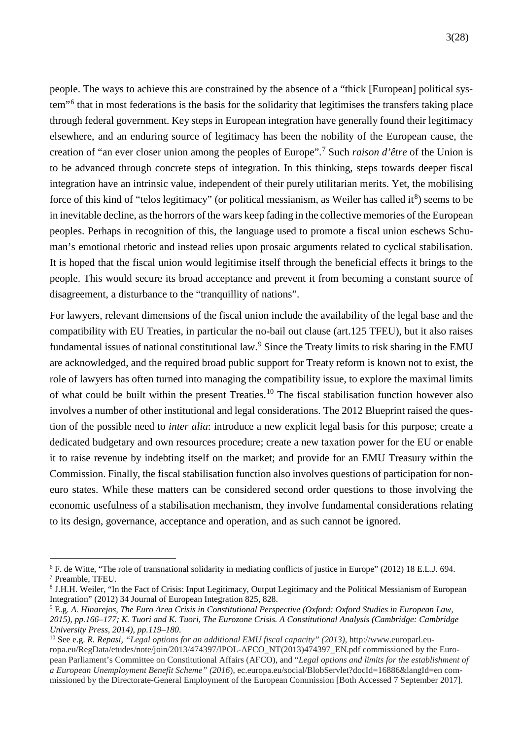people. The ways to achieve this are constrained by the absence of a "thick [European] political system"[6] that in most federations is the basis for the solidarity that legitimises the transfers taking place through federal government. Key steps in European integration have generally found their legitimacy elsewhere, and an enduring source of legitimacy has been the nobility of the European cause, the creation of "an ever closer union among the peoples of Europe".[7] Such *raison d'être* of the Union is to be advanced through concrete steps of integration. In this thinking, steps towards deeper fiscal integration have an intrinsic value, independent of their purely utilitarian merits. Yet, the mobilising force of this kind of "telos legitimacy" (or political messianism, as Weiler has called it[8]) seems to be in inevitable decline, as the horrors of the wars keep fading in the collective memories of the European peoples. Perhaps in recognition of this, the language used to promote a fiscal union eschews Schuman's emotional rhetoric and instead relies upon prosaic arguments related to cyclical stabilisation. It is hoped that the fiscal union would legitimise itself through the beneficial effects it brings to the people. This would secure its broad acceptance and prevent it from becoming a constant source of disagreement, a disturbance to the "tranquillity of nations".

For lawyers, relevant dimensions of the fiscal union include the availability of the legal base and the compatibility with EU Treaties, in particular the no-bail out clause (art.125 TFEU), but it also raises fundamental issues of national constitutional law.[9] Since the Treaty limits to risk sharing in the EMU are acknowledged, and the required broad public support for Treaty reform is known not to exist, the role of lawyers has often turned into managing the compatibility issue, to explore the maximal limits of what could be built within the present Treaties.[10] The fiscal stabilisation function however also involves a number of other institutional and legal considerations. The 2012 Blueprint raised the question of the possible need to *inter alia*: introduce a new explicit legal basis for this purpose; create a dedicated budgetary and own resources procedure; create a new taxation power for the EU or enable it to raise revenue by indebting itself on the market; and provide for an EMU Treasury within the Commission. Finally, the fiscal stabilisation function also involves questions of participation for non-euro states. While these matters can be considered second order questions to those involving the economic usefulness of a stabilisation mechanism, they involve fundamental considerations relating to its design, governance, acceptance and operation, and as such cannot be ignored.

---

[6] F. de Witte, "The role of transnational solidarity in mediating conflicts of justice in Europe" (2012) 18 E.L.J. 694.

[7] Preamble, TFEU.

[8] J.H.H. Weiler, "In the Fact of Crisis: Input Legitimacy, Output Legitimacy and the Political Messianism of European Integration" (2012) 34 Journal of European Integration 825, 828.

[9] E.g. *A. Hinarejos, The Euro Area Crisis in Constitutional Perspective (Oxford: Oxford Studies in European Law, 2015), pp.166–177; K. Tuori and K. Tuori, The Eurozone Crisis. A Constitutional Analysis (Cambridge: Cambridge University Press, 2014), pp.119–180.*

[10] See e.g. *R. Repasi, "Legal options for an additional EMU fiscal capacity" (2013)*, http://www.europarl.europa.eu/RegData/etudes/note/join/2013/474397/IPOL-AFCO_NT(2013)474397_EN.pdf commissioned by the European Parliament's Committee on Constitutional Affairs (AFCO), and "*Legal options and limits for the establishment of a European Unemployment Benefit Scheme" (2016*), ec.europa.eu/social/BlobServlet?docId=16886&langId=en commissioned by the Directorate-General Employment of the European Commission [Both Accessed 7 September 2017].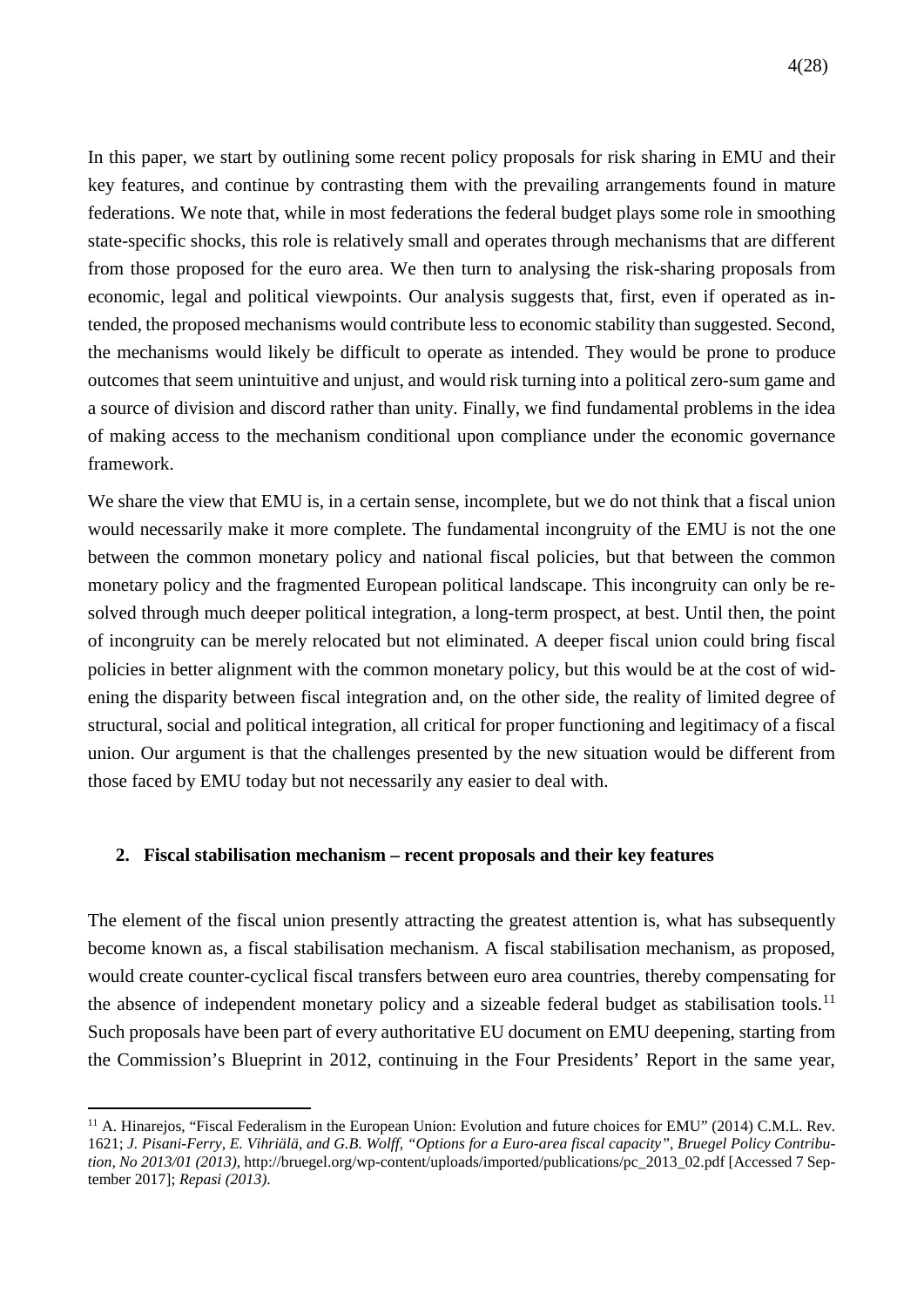In this paper, we start by outlining some recent policy proposals for risk sharing in EMU and their key features, and continue by contrasting them with the prevailing arrangements found in mature federations. We note that, while in most federations the federal budget plays some role in smoothing state-specific shocks, this role is relatively small and operates through mechanisms that are different from those proposed for the euro area. We then turn to analysing the risk-sharing proposals from economic, legal and political viewpoints. Our analysis suggests that, first, even if operated as intended, the proposed mechanisms would contribute less to economic stability than suggested. Second, the mechanisms would likely be difficult to operate as intended. They would be prone to produce outcomes that seem unintuitive and unjust, and would risk turning into a political zero-sum game and a source of division and discord rather than unity. Finally, we find fundamental problems in the idea of making access to the mechanism conditional upon compliance under the economic governance framework.

We share the view that EMU is, in a certain sense, incomplete, but we do not think that a fiscal union would necessarily make it more complete. The fundamental incongruity of the EMU is not the one between the common monetary policy and national fiscal policies, but that between the common monetary policy and the fragmented European political landscape. This incongruity can only be resolved through much deeper political integration, a long-term prospect, at best. Until then, the point of incongruity can be merely relocated but not eliminated. A deeper fiscal union could bring fiscal policies in better alignment with the common monetary policy, but this would be at the cost of widening the disparity between fiscal integration and, on the other side, the reality of limited degree of structural, social and political integration, all critical for proper functioning and legitimacy of a fiscal union. Our argument is that the challenges presented by the new situation would be different from those faced by EMU today but not necessarily any easier to deal with.

## 2. Fiscal stabilisation mechanism – recent proposals and their key features

The element of the fiscal union presently attracting the greatest attention is, what has subsequently become known as, a fiscal stabilisation mechanism. A fiscal stabilisation mechanism, as proposed, would create counter-cyclical fiscal transfers between euro area countries, thereby compensating for the absence of independent monetary policy and a sizeable federal budget as stabilisation tools.[11] Such proposals have been part of every authoritative EU document on EMU deepening, starting from the Commission's Blueprint in 2012, continuing in the Four Presidents' Report in the same year,

[11] A. Hinarejos, "Fiscal Federalism in the European Union: Evolution and future choices for EMU" (2014) C.M.L. Rev. 1621; *J. Pisani-Ferry, E. Vihriälä, and G.B. Wolff, "Options for a Euro-area fiscal capacity", Bruegel Policy Contribution, No 2013/01 (2013)*, http://bruegel.org/wp-content/uploads/imported/publications/pc_2013_02.pdf [Accessed 7 September 2017]; *Repasi (2013)*.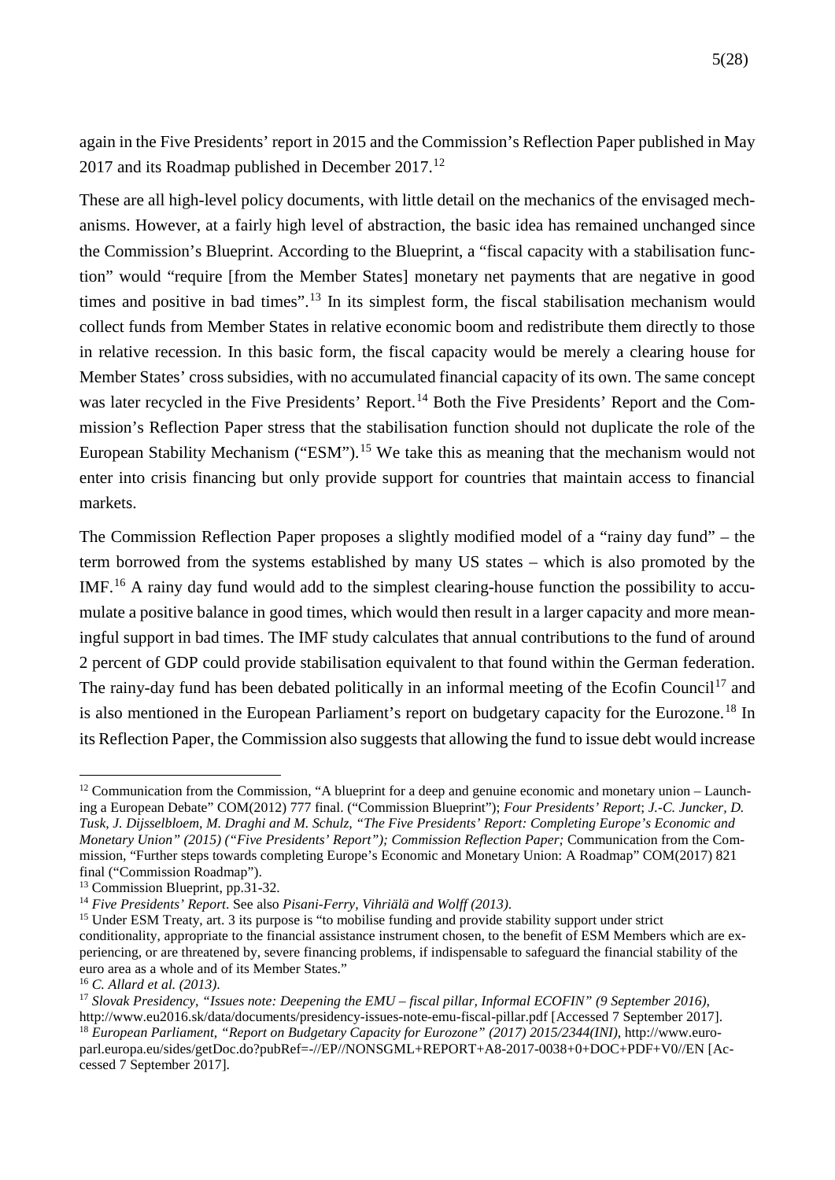again in the Five Presidents' report in 2015 and the Commission's Reflection Paper published in May 2017 and its Roadmap published in December 2017.[12]

These are all high-level policy documents, with little detail on the mechanics of the envisaged mechanisms. However, at a fairly high level of abstraction, the basic idea has remained unchanged since the Commission's Blueprint. According to the Blueprint, a "fiscal capacity with a stabilisation function" would "require [from the Member States] monetary net payments that are negative in good times and positive in bad times".[13] In its simplest form, the fiscal stabilisation mechanism would collect funds from Member States in relative economic boom and redistribute them directly to those in relative recession. In this basic form, the fiscal capacity would be merely a clearing house for Member States' cross subsidies, with no accumulated financial capacity of its own. The same concept was later recycled in the Five Presidents' Report.[14] Both the Five Presidents' Report and the Commission's Reflection Paper stress that the stabilisation function should not duplicate the role of the European Stability Mechanism ("ESM").[15] We take this as meaning that the mechanism would not enter into crisis financing but only provide support for countries that maintain access to financial markets.

The Commission Reflection Paper proposes a slightly modified model of a "rainy day fund" – the term borrowed from the systems established by many US states – which is also promoted by the IMF.[16] A rainy day fund would add to the simplest clearing-house function the possibility to accumulate a positive balance in good times, which would then result in a larger capacity and more meaningful support in bad times. The IMF study calculates that annual contributions to the fund of around 2 percent of GDP could provide stabilisation equivalent to that found within the German federation. The rainy-day fund has been debated politically in an informal meeting of the Ecofin Council[17] and is also mentioned in the European Parliament's report on budgetary capacity for the Eurozone.[18] In its Reflection Paper, the Commission also suggests that allowing the fund to issue debt would increase

---

[12] Communication from the Commission, "A blueprint for a deep and genuine economic and monetary union – Launching a European Debate" COM(2012) 777 final. ("Commission Blueprint"); *Four Presidents' Report*; *J.-C. Juncker, D. Tusk, J. Dijsselbloem, M. Draghi and M. Schulz, "The Five Presidents' Report: Completing Europe's Economic and Monetary Union" (2015) ("Five Presidents' Report"); Commission Reflection Paper;* Communication from the Commission, "Further steps towards completing Europe's Economic and Monetary Union: A Roadmap" COM(2017) 821 final ("Commission Roadmap").

[13] Commission Blueprint, pp.31-32.

[14] *Five Presidents' Report*. See also *Pisani-Ferry, Vihriälä and Wolff (2013)*.

[15] Under ESM Treaty, art. 3 its purpose is "to mobilise funding and provide stability support under strict conditionality, appropriate to the financial assistance instrument chosen, to the benefit of ESM Members which are experiencing, or are threatened by, severe financing problems, if indispensable to safeguard the financial stability of the euro area as a whole and of its Member States."

[16] *C. Allard et al. (2013)*.

[17] *Slovak Presidency, "Issues note: Deepening the EMU – fiscal pillar, Informal ECOFIN" (9 September 2016)*, http://www.eu2016.sk/data/documents/presidency-issues-note-emu-fiscal-pillar.pdf [Accessed 7 September 2017].

[18] *European Parliament, "Report on Budgetary Capacity for Eurozone" (2017) 2015/2344(INI)*, http://www.europarl.europa.eu/sides/getDoc.do?pubRef=-//EP//NONSGML+REPORT+A8-2017-0038+0+DOC+PDF+V0//EN [Accessed 7 September 2017].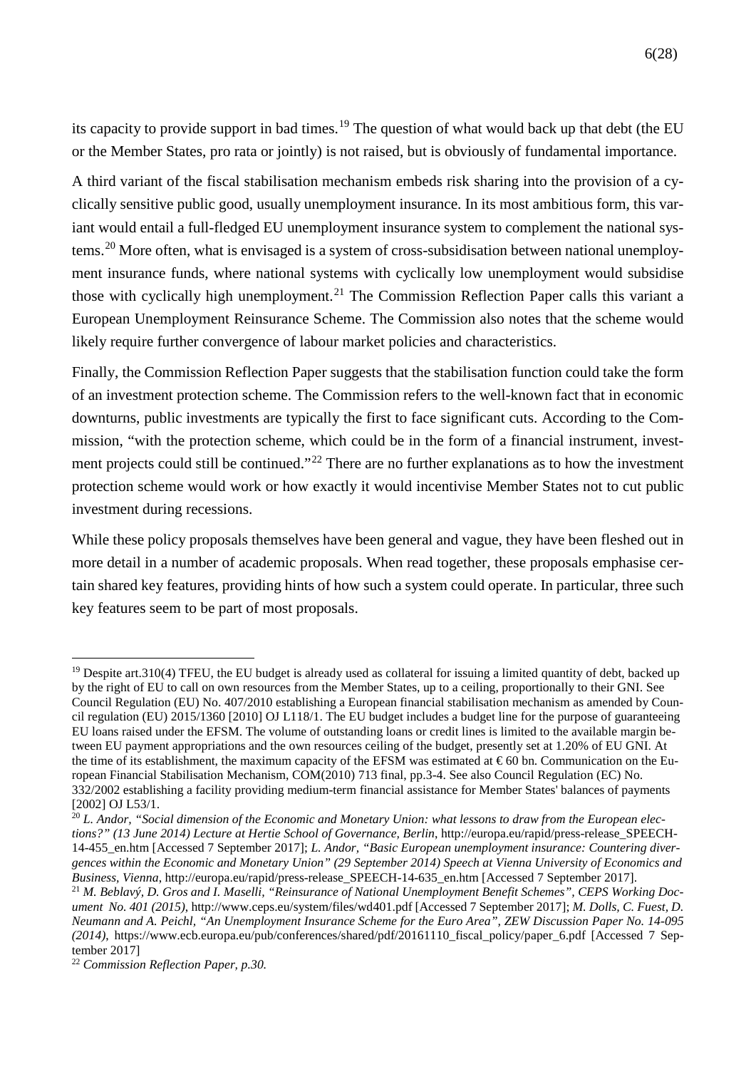its capacity to provide support in bad times.[19] The question of what would back up that debt (the EU or the Member States, pro rata or jointly) is not raised, but is obviously of fundamental importance.

A third variant of the fiscal stabilisation mechanism embeds risk sharing into the provision of a cyclically sensitive public good, usually unemployment insurance. In its most ambitious form, this variant would entail a full-fledged EU unemployment insurance system to complement the national systems.[20] More often, what is envisaged is a system of cross-subsidisation between national unemployment insurance funds, where national systems with cyclically low unemployment would subsidise those with cyclically high unemployment.[21] The Commission Reflection Paper calls this variant a European Unemployment Reinsurance Scheme. The Commission also notes that the scheme would likely require further convergence of labour market policies and characteristics.

Finally, the Commission Reflection Paper suggests that the stabilisation function could take the form of an investment protection scheme. The Commission refers to the well-known fact that in economic downturns, public investments are typically the first to face significant cuts. According to the Commission, "with the protection scheme, which could be in the form of a financial instrument, investment projects could still be continued."[22] There are no further explanations as to how the investment protection scheme would work or how exactly it would incentivise Member States not to cut public investment during recessions.

While these policy proposals themselves have been general and vague, they have been fleshed out in more detail in a number of academic proposals. When read together, these proposals emphasise certain shared key features, providing hints of how such a system could operate. In particular, three such key features seem to be part of most proposals.

---

[19] Despite art.310(4) TFEU, the EU budget is already used as collateral for issuing a limited quantity of debt, backed up by the right of EU to call on own resources from the Member States, up to a ceiling, proportionally to their GNI. See Council Regulation (EU) No. 407/2010 establishing a European financial stabilisation mechanism as amended by Council regulation (EU) 2015/1360 [2010] OJ L118/1. The EU budget includes a budget line for the purpose of guaranteeing EU loans raised under the EFSM. The volume of outstanding loans or credit lines is limited to the available margin between EU payment appropriations and the own resources ceiling of the budget, presently set at 1.20% of EU GNI. At the time of its establishment, the maximum capacity of the EFSM was estimated at € 60 bn. Communication on the European Financial Stabilisation Mechanism, COM(2010) 713 final, pp.3-4. See also Council Regulation (EC) No. 332/2002 establishing a facility providing medium-term financial assistance for Member States' balances of payments [2002] OJ L53/1.

[20] *L. Andor, "Social dimension of the Economic and Monetary Union: what lessons to draw from the European elections?" (13 June 2014) Lecture at Hertie School of Governance, Berlin*, http://europa.eu/rapid/press-release_SPEECH-14-455_en.htm [Accessed 7 September 2017]; *L. Andor, "Basic European unemployment insurance: Countering divergences within the Economic and Monetary Union" (29 September 2014) Speech at Vienna University of Economics and Business, Vienna*, http://europa.eu/rapid/press-release_SPEECH-14-635_en.htm [Accessed 7 September 2017].

[21] *M. Beblavý, D. Gros and I. Maselli, "Reinsurance of National Unemployment Benefit Schemes", CEPS Working Document No. 401 (2015)*, http://www.ceps.eu/system/files/wd401.pdf [Accessed 7 September 2017]; *M. Dolls, C. Fuest, D. Neumann and A. Peichl, "An Unemployment Insurance Scheme for the Euro Area", ZEW Discussion Paper No. 14-095 (2014)*, https://www.ecb.europa.eu/pub/conferences/shared/pdf/20161110_fiscal_policy/paper_6.pdf [Accessed 7 September 2017]

[22] *Commission Reflection Paper, p.30.*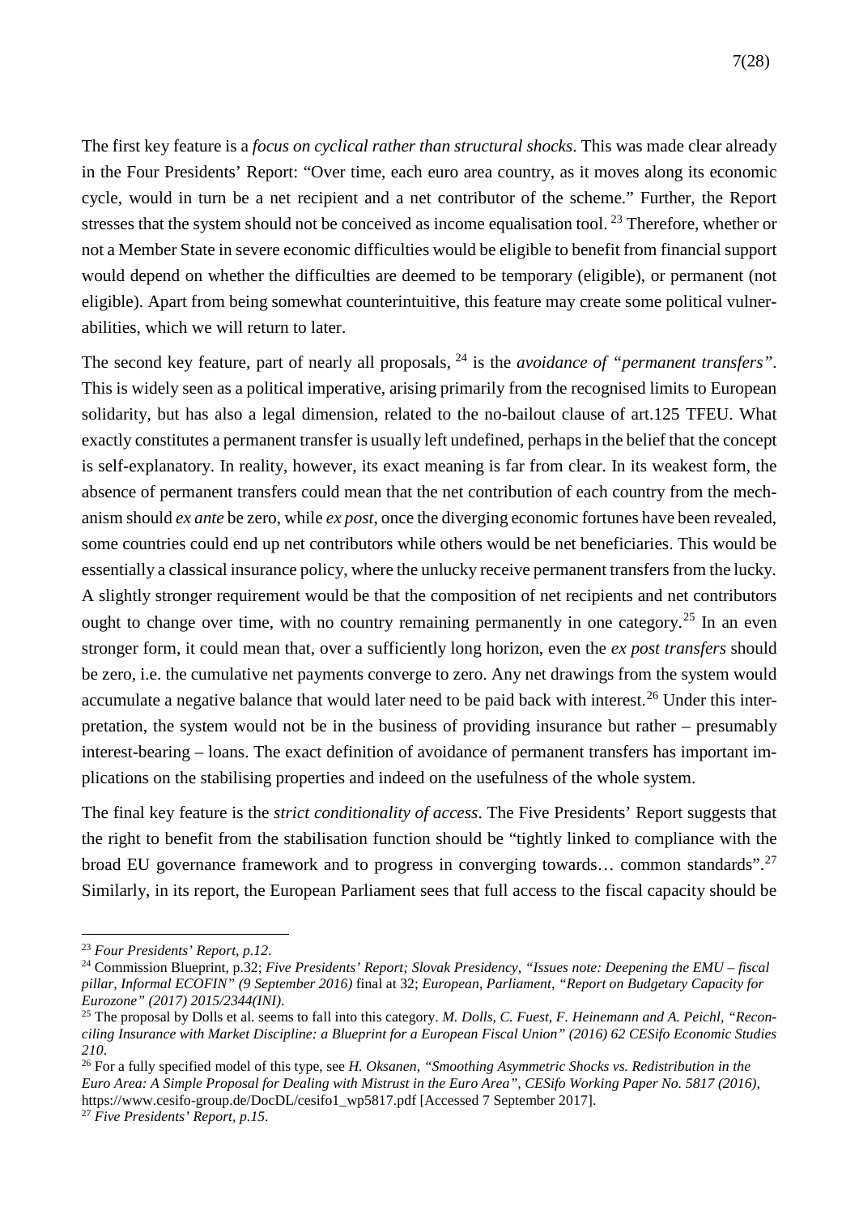The first key feature is a *focus on cyclical rather than structural shocks*. This was made clear already in the Four Presidents' Report: "Over time, each euro area country, as it moves along its economic cycle, would in turn be a net recipient and a net contributor of the scheme." Further, the Report stresses that the system should not be conceived as income equalisation tool. [23] Therefore, whether or not a Member State in severe economic difficulties would be eligible to benefit from financial support would depend on whether the difficulties are deemed to be temporary (eligible), or permanent (not eligible). Apart from being somewhat counterintuitive, this feature may create some political vulnerabilities, which we will return to later.

The second key feature, part of nearly all proposals, [24] is the *avoidance of "permanent transfers"*. This is widely seen as a political imperative, arising primarily from the recognised limits to European solidarity, but has also a legal dimension, related to the no-bailout clause of art.125 TFEU. What exactly constitutes a permanent transfer is usually left undefined, perhaps in the belief that the concept is self-explanatory. In reality, however, its exact meaning is far from clear. In its weakest form, the absence of permanent transfers could mean that the net contribution of each country from the mechanism should *ex ante* be zero, while *ex post*, once the diverging economic fortunes have been revealed, some countries could end up net contributors while others would be net beneficiaries. This would be essentially a classical insurance policy, where the unlucky receive permanent transfers from the lucky. A slightly stronger requirement would be that the composition of net recipients and net contributors ought to change over time, with no country remaining permanently in one category.[25] In an even stronger form, it could mean that, over a sufficiently long horizon, even the *ex post transfers* should be zero, i.e. the cumulative net payments converge to zero. Any net drawings from the system would accumulate a negative balance that would later need to be paid back with interest.[26] Under this interpretation, the system would not be in the business of providing insurance but rather – presumably interest-bearing – loans. The exact definition of avoidance of permanent transfers has important implications on the stabilising properties and indeed on the usefulness of the whole system.

The final key feature is the *strict conditionality of access*. The Five Presidents' Report suggests that the right to benefit from the stabilisation function should be "tightly linked to compliance with the broad EU governance framework and to progress in converging towards… common standards".[27] Similarly, in its report, the European Parliament sees that full access to the fiscal capacity should be

---

[23] *Four Presidents' Report, p.12.*

[24] Commission Blueprint, p.32; *Five Presidents' Report; Slovak Presidency, "Issues note: Deepening the EMU – fiscal pillar, Informal ECOFIN" (9 September 2016)* final at 32; *European, Parliament, "Report on Budgetary Capacity for Eurozone" (2017) 2015/2344(INI).*

[25] The proposal by Dolls et al. seems to fall into this category. *M. Dolls, C. Fuest, F. Heinemann and A. Peichl, "Reconciling Insurance with Market Discipline: a Blueprint for a European Fiscal Union" (2016) 62 CESifo Economic Studies 210.*

[26] For a fully specified model of this type, see *H. Oksanen, "Smoothing Asymmetric Shocks vs. Redistribution in the Euro Area: A Simple Proposal for Dealing with Mistrust in the Euro Area", CESifo Working Paper No. 5817 (2016)*, https://www.cesifo-group.de/DocDL/cesifo1_wp5817.pdf [Accessed 7 September 2017].

[27] *Five Presidents' Report, p.15.*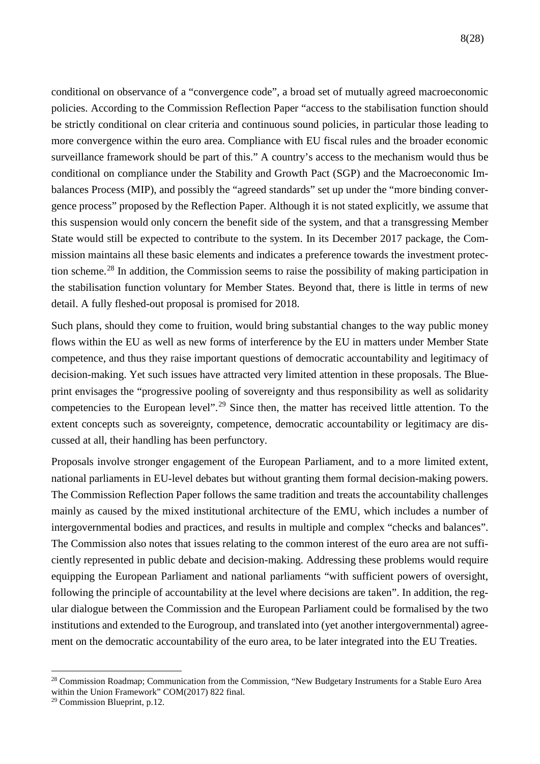conditional on observance of a "convergence code", a broad set of mutually agreed macroeconomic policies. According to the Commission Reflection Paper "access to the stabilisation function should be strictly conditional on clear criteria and continuous sound policies, in particular those leading to more convergence within the euro area. Compliance with EU fiscal rules and the broader economic surveillance framework should be part of this." A country's access to the mechanism would thus be conditional on compliance under the Stability and Growth Pact (SGP) and the Macroeconomic Imbalances Process (MIP), and possibly the "agreed standards" set up under the "more binding convergence process" proposed by the Reflection Paper. Although it is not stated explicitly, we assume that this suspension would only concern the benefit side of the system, and that a transgressing Member State would still be expected to contribute to the system. In its December 2017 package, the Commission maintains all these basic elements and indicates a preference towards the investment protection scheme.[28] In addition, the Commission seems to raise the possibility of making participation in the stabilisation function voluntary for Member States. Beyond that, there is little in terms of new detail. A fully fleshed-out proposal is promised for 2018.

Such plans, should they come to fruition, would bring substantial changes to the way public money flows within the EU as well as new forms of interference by the EU in matters under Member State competence, and thus they raise important questions of democratic accountability and legitimacy of decision-making. Yet such issues have attracted very limited attention in these proposals. The Blueprint envisages the "progressive pooling of sovereignty and thus responsibility as well as solidarity competencies to the European level".[29] Since then, the matter has received little attention. To the extent concepts such as sovereignty, competence, democratic accountability or legitimacy are discussed at all, their handling has been perfunctory.

Proposals involve stronger engagement of the European Parliament, and to a more limited extent, national parliaments in EU-level debates but without granting them formal decision-making powers. The Commission Reflection Paper follows the same tradition and treats the accountability challenges mainly as caused by the mixed institutional architecture of the EMU, which includes a number of intergovernmental bodies and practices, and results in multiple and complex "checks and balances". The Commission also notes that issues relating to the common interest of the euro area are not sufficiently represented in public debate and decision-making. Addressing these problems would require equipping the European Parliament and national parliaments "with sufficient powers of oversight, following the principle of accountability at the level where decisions are taken". In addition, the regular dialogue between the Commission and the European Parliament could be formalised by the two institutions and extended to the Eurogroup, and translated into (yet another intergovernmental) agreement on the democratic accountability of the euro area, to be later integrated into the EU Treaties.

[28] Commission Roadmap; Communication from the Commission, "New Budgetary Instruments for a Stable Euro Area within the Union Framework" COM(2017) 822 final.

[29] Commission Blueprint, p.12.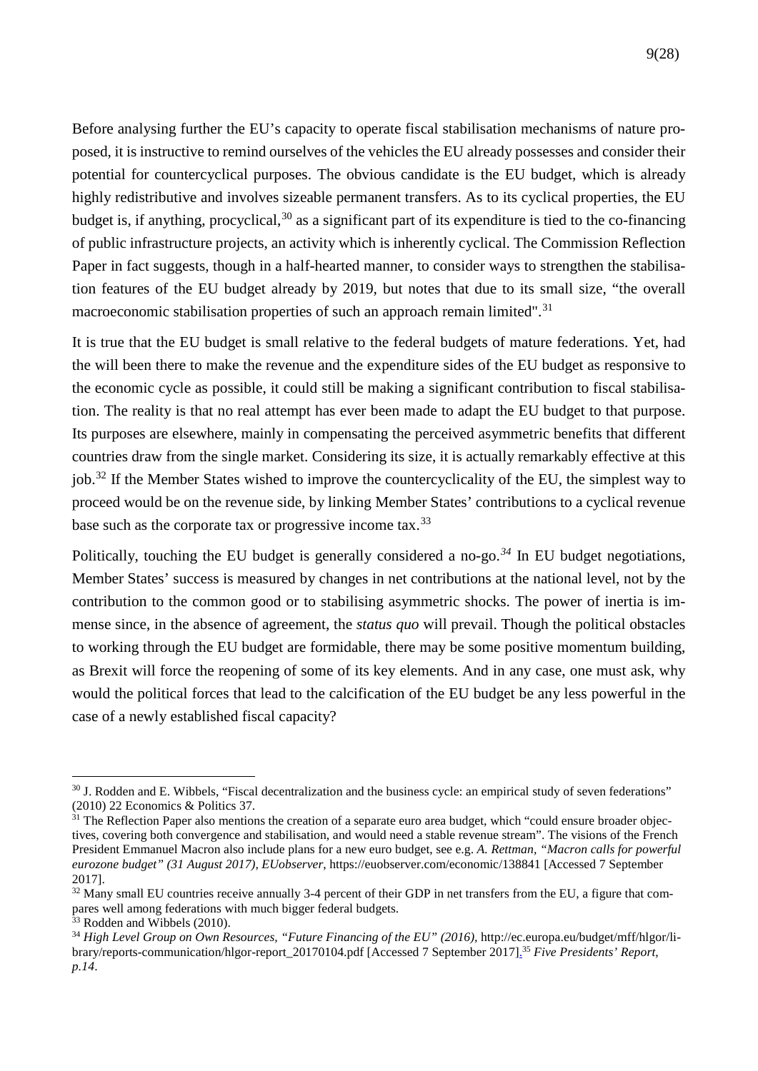Before analysing further the EU's capacity to operate fiscal stabilisation mechanisms of nature proposed, it is instructive to remind ourselves of the vehicles the EU already possesses and consider their potential for countercyclical purposes. The obvious candidate is the EU budget, which is already highly redistributive and involves sizeable permanent transfers. As to its cyclical properties, the EU budget is, if anything, procyclical,[30] as a significant part of its expenditure is tied to the co-financing of public infrastructure projects, an activity which is inherently cyclical. The Commission Reflection Paper in fact suggests, though in a half-hearted manner, to consider ways to strengthen the stabilisation features of the EU budget already by 2019, but notes that due to its small size, "the overall macroeconomic stabilisation properties of such an approach remain limited".[31]

It is true that the EU budget is small relative to the federal budgets of mature federations. Yet, had the will been there to make the revenue and the expenditure sides of the EU budget as responsive to the economic cycle as possible, it could still be making a significant contribution to fiscal stabilisation. The reality is that no real attempt has ever been made to adapt the EU budget to that purpose. Its purposes are elsewhere, mainly in compensating the perceived asymmetric benefits that different countries draw from the single market. Considering its size, it is actually remarkably effective at this job.[32] If the Member States wished to improve the countercyclicality of the EU, the simplest way to proceed would be on the revenue side, by linking Member States' contributions to a cyclical revenue base such as the corporate tax or progressive income tax.[33]

Politically, touching the EU budget is generally considered a no-go.[34] In EU budget negotiations, Member States' success is measured by changes in net contributions at the national level, not by the contribution to the common good or to stabilising asymmetric shocks. The power of inertia is immense since, in the absence of agreement, the *status quo* will prevail. Though the political obstacles to working through the EU budget are formidable, there may be some positive momentum building, as Brexit will force the reopening of some of its key elements. And in any case, one must ask, why would the political forces that lead to the calcification of the EU budget be any less powerful in the case of a newly established fiscal capacity?

---

[30] J. Rodden and E. Wibbels, "Fiscal decentralization and the business cycle: an empirical study of seven federations" (2010) 22 Economics & Politics 37.

[31] The Reflection Paper also mentions the creation of a separate euro area budget, which "could ensure broader objectives, covering both convergence and stabilisation, and would need a stable revenue stream". The visions of the French President Emmanuel Macron also include plans for a new euro budget, see e.g. *A. Rettman, "Macron calls for powerful eurozone budget" (31 August 2017), EUobserver*, https://euobserver.com/economic/138841 [Accessed 7 September 2017].

[32] Many small EU countries receive annually 3-4 percent of their GDP in net transfers from the EU, a figure that compares well among federations with much bigger federal budgets.

[33] Rodden and Wibbels (2010).

[34] *High Level Group on Own Resources, "Future Financing of the EU" (2016)*, http://ec.europa.eu/budget/mff/hlgor/library/reports-communication/hlgor-report_20170104.pdf [Accessed 7 September 2017].[35] *Five Presidents' Report, p.14*.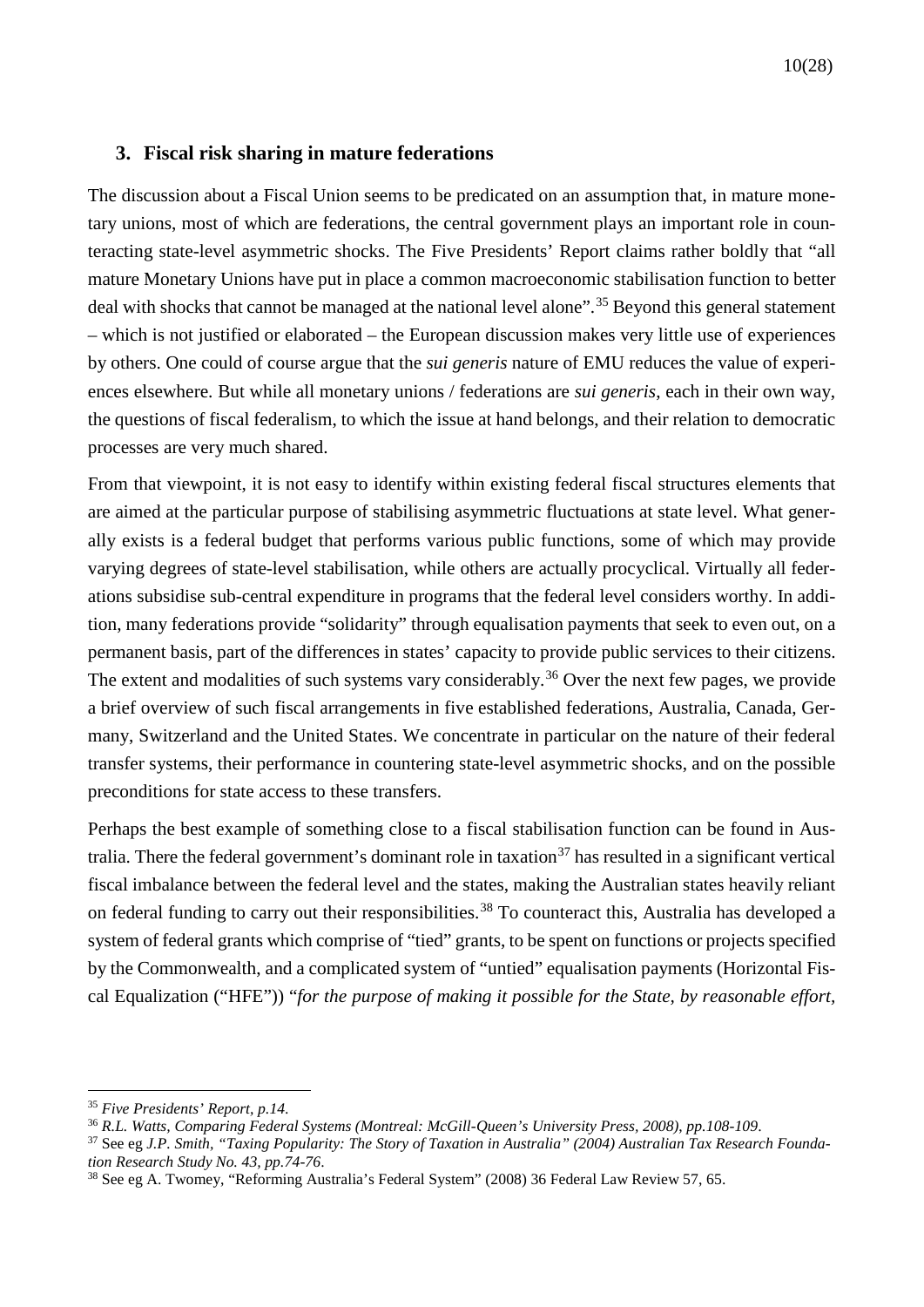## 3. Fiscal risk sharing in mature federations

The discussion about a Fiscal Union seems to be predicated on an assumption that, in mature monetary unions, most of which are federations, the central government plays an important role in counteracting state-level asymmetric shocks. The Five Presidents' Report claims rather boldly that "all mature Monetary Unions have put in place a common macroeconomic stabilisation function to better deal with shocks that cannot be managed at the national level alone".[35] Beyond this general statement – which is not justified or elaborated – the European discussion makes very little use of experiences by others. One could of course argue that the *sui generis* nature of EMU reduces the value of experiences elsewhere. But while all monetary unions / federations are *sui generis*, each in their own way, the questions of fiscal federalism, to which the issue at hand belongs, and their relation to democratic processes are very much shared.

From that viewpoint, it is not easy to identify within existing federal fiscal structures elements that are aimed at the particular purpose of stabilising asymmetric fluctuations at state level. What generally exists is a federal budget that performs various public functions, some of which may provide varying degrees of state-level stabilisation, while others are actually procyclical. Virtually all federations subsidise sub-central expenditure in programs that the federal level considers worthy. In addition, many federations provide "solidarity" through equalisation payments that seek to even out, on a permanent basis, part of the differences in states' capacity to provide public services to their citizens. The extent and modalities of such systems vary considerably.[36] Over the next few pages, we provide a brief overview of such fiscal arrangements in five established federations, Australia, Canada, Germany, Switzerland and the United States. We concentrate in particular on the nature of their federal transfer systems, their performance in countering state-level asymmetric shocks, and on the possible preconditions for state access to these transfers.

Perhaps the best example of something close to a fiscal stabilisation function can be found in Australia. There the federal government's dominant role in taxation[37] has resulted in a significant vertical fiscal imbalance between the federal level and the states, making the Australian states heavily reliant on federal funding to carry out their responsibilities.[38] To counteract this, Australia has developed a system of federal grants which comprise of "tied" grants, to be spent on functions or projects specified by the Commonwealth, and a complicated system of "untied" equalisation payments (Horizontal Fiscal Equalization ("HFE")) "*for the purpose of making it possible for the State, by reasonable effort,*

---

[35] *Five Presidents' Report, p.14.*

[36] *R.L. Watts, Comparing Federal Systems (Montreal: McGill-Queen's University Press, 2008), pp.108-109.*

[37] See eg *J.P. Smith, "Taxing Popularity: The Story of Taxation in Australia" (2004) Australian Tax Research Foundation Research Study No. 43, pp.74-76.*

[38] See eg A. Twomey, "Reforming Australia's Federal System" (2008) 36 Federal Law Review 57, 65.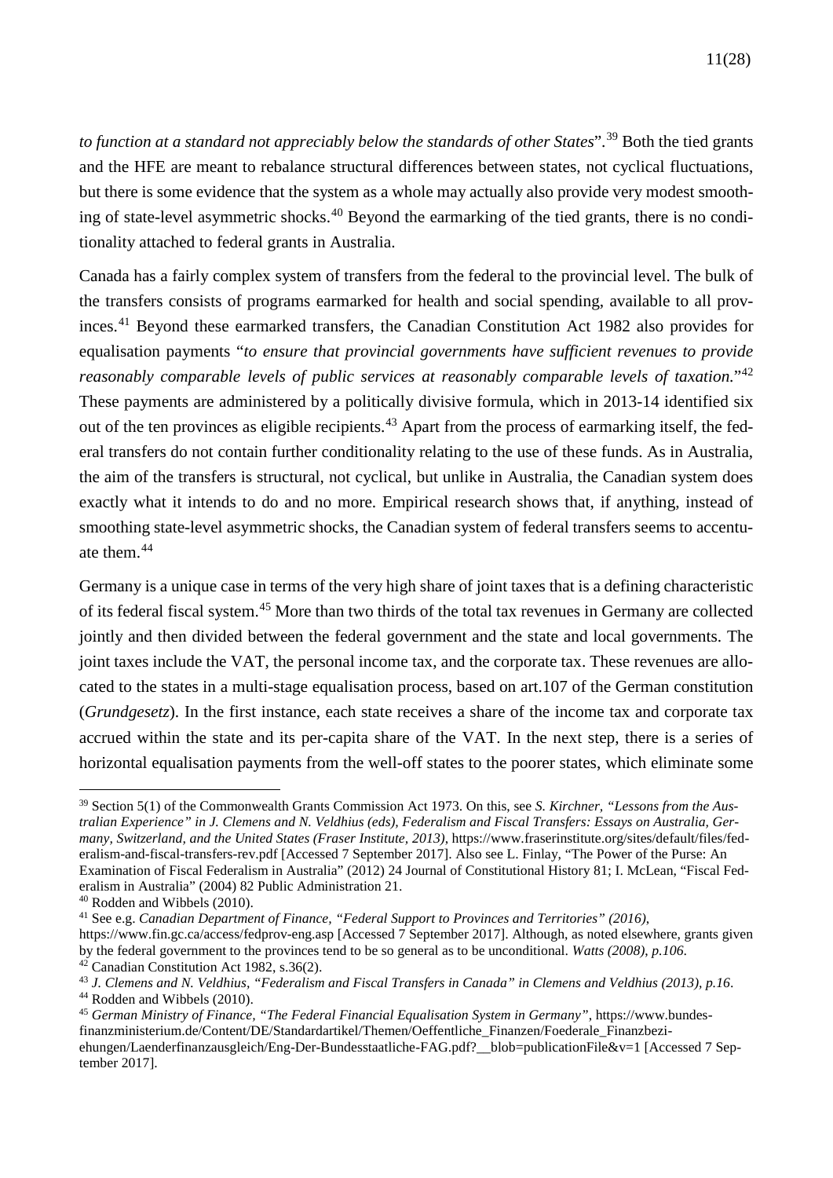*to function at a standard not appreciably below the standards of other States*".[39] Both the tied grants and the HFE are meant to rebalance structural differences between states, not cyclical fluctuations, but there is some evidence that the system as a whole may actually also provide very modest smoothing of state-level asymmetric shocks.[40] Beyond the earmarking of the tied grants, there is no conditionality attached to federal grants in Australia.

Canada has a fairly complex system of transfers from the federal to the provincial level. The bulk of the transfers consists of programs earmarked for health and social spending, available to all provinces.[41] Beyond these earmarked transfers, the Canadian Constitution Act 1982 also provides for equalisation payments "*to ensure that provincial governments have sufficient revenues to provide reasonably comparable levels of public services at reasonably comparable levels of taxation.*"[42] These payments are administered by a politically divisive formula, which in 2013-14 identified six out of the ten provinces as eligible recipients.[43] Apart from the process of earmarking itself, the federal transfers do not contain further conditionality relating to the use of these funds. As in Australia, the aim of the transfers is structural, not cyclical, but unlike in Australia, the Canadian system does exactly what it intends to do and no more. Empirical research shows that, if anything, instead of smoothing state-level asymmetric shocks, the Canadian system of federal transfers seems to accentuate them.[44]

Germany is a unique case in terms of the very high share of joint taxes that is a defining characteristic of its federal fiscal system.[45] More than two thirds of the total tax revenues in Germany are collected jointly and then divided between the federal government and the state and local governments. The joint taxes include the VAT, the personal income tax, and the corporate tax. These revenues are allocated to the states in a multi-stage equalisation process, based on art.107 of the German constitution (*Grundgesetz*). In the first instance, each state receives a share of the income tax and corporate tax accrued within the state and its per-capita share of the VAT. In the next step, there is a series of horizontal equalisation payments from the well-off states to the poorer states, which eliminate some

---

[39] Section 5(1) of the Commonwealth Grants Commission Act 1973. On this, see *S. Kirchner, "Lessons from the Australian Experience" in J. Clemens and N. Veldhuis (eds), Federalism and Fiscal Transfers: Essays on Australia, Germany, Switzerland, and the United States (Fraser Institute, 2013)*, https://www.fraserinstitute.org/sites/default/files/federalism-and-fiscal-transfers-rev.pdf [Accessed 7 September 2017]. Also see L. Finlay, "The Power of the Purse: An Examination of Fiscal Federalism in Australia" (2012) 24 Journal of Constitutional History 81; I. McLean, "Fiscal Federalism in Australia" (2004) 82 Public Administration 21.

[40] Rodden and Wibbels (2010).

[41] See e.g. *Canadian Department of Finance, "Federal Support to Provinces and Territories" (2016)*, https://www.fin.gc.ca/access/fedprov-eng.asp [Accessed 7 September 2017]. Although, as noted elsewhere, grants given by the federal government to the provinces tend to be so general as to be unconditional. *Watts (2008), p.106*.

[42] Canadian Constitution Act 1982, s.36(2).

[43] *J. Clemens and N. Veldhius, "Federalism and Fiscal Transfers in Canada" in Clemens and Veldhius (2013), p.16*.

[44] Rodden and Wibbels (2010).

[45] *German Ministry of Finance, "The Federal Financial Equalisation System in Germany"*, https://www.bundesfinanzministerium.de/Content/DE/Standardartikel/Themen/Oeffentliche_Finanzen/Foederale_Finanzbeziehungen/Laenderfinanzausgleich/Eng-Der-Bundesstaatliche-FAG.pdf?__blob=publicationFile&v=1 [Accessed 7 September 2017].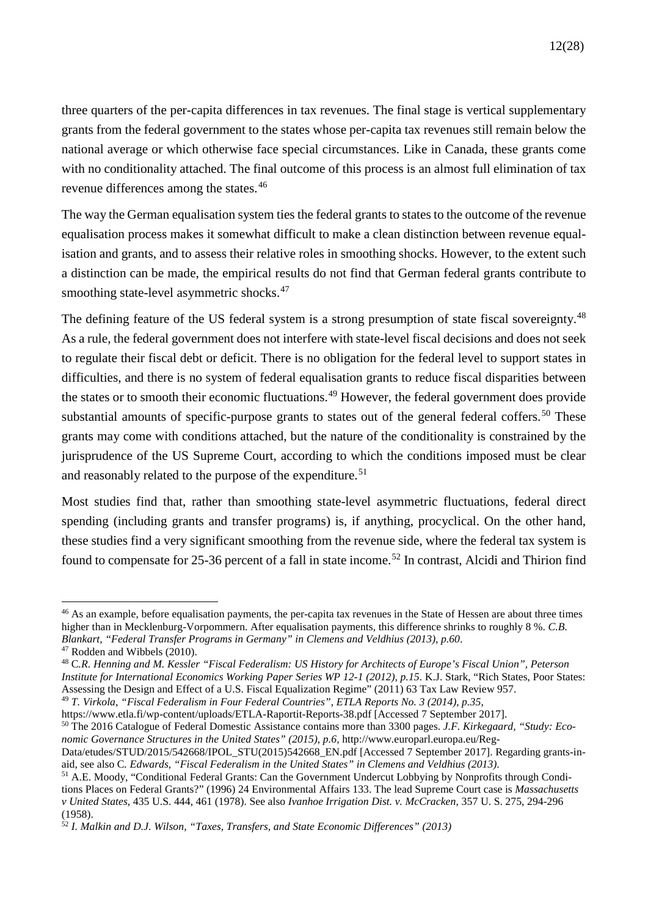three quarters of the per-capita differences in tax revenues. The final stage is vertical supplementary grants from the federal government to the states whose per-capita tax revenues still remain below the national average or which otherwise face special circumstances. Like in Canada, these grants come with no conditionality attached. The final outcome of this process is an almost full elimination of tax revenue differences among the states.[46]

The way the German equalisation system ties the federal grants to states to the outcome of the revenue equalisation process makes it somewhat difficult to make a clean distinction between revenue equalisation and grants, and to assess their relative roles in smoothing shocks. However, to the extent such a distinction can be made, the empirical results do not find that German federal grants contribute to smoothing state-level asymmetric shocks.[47]

The defining feature of the US federal system is a strong presumption of state fiscal sovereignty.[48] As a rule, the federal government does not interfere with state-level fiscal decisions and does not seek to regulate their fiscal debt or deficit. There is no obligation for the federal level to support states in difficulties, and there is no system of federal equalisation grants to reduce fiscal disparities between the states or to smooth their economic fluctuations.[49] However, the federal government does provide substantial amounts of specific-purpose grants to states out of the general federal coffers.[50] These grants may come with conditions attached, but the nature of the conditionality is constrained by the jurisprudence of the US Supreme Court, according to which the conditions imposed must be clear and reasonably related to the purpose of the expenditure.[51]

Most studies find that, rather than smoothing state-level asymmetric fluctuations, federal direct spending (including grants and transfer programs) is, if anything, procyclical. On the other hand, these studies find a very significant smoothing from the revenue side, where the federal tax system is found to compensate for 25-36 percent of a fall in state income.[52] In contrast, Alcidi and Thirion find

---

[46] As an example, before equalisation payments, the per-capita tax revenues in the State of Hessen are about three times higher than in Mecklenburg-Vorpommern. After equalisation payments, this difference shrinks to roughly 8 %. *C.B. Blankart, "Federal Transfer Programs in Germany" in Clemens and Veldhius (2013), p.60*.

[47] Rodden and Wibbels (2010).

[48] C*.R. Henning and M. Kessler "Fiscal Federalism: US History for Architects of Europe's Fiscal Union", Peterson Institute for International Economics Working Paper Series WP 12-1 (2012), p.15*. K.J. Stark, "Rich States, Poor States: Assessing the Design and Effect of a U.S. Fiscal Equalization Regime" (2011) 63 Tax Law Review 957.

[49] *T. Virkola, "Fiscal Federalism in Four Federal Countries", ETLA Reports No. 3 (2014), p.35*, https://www.etla.fi/wp-content/uploads/ETLA-Raportit-Reports-38.pdf [Accessed 7 September 2017].

[50] The 2016 Catalogue of Federal Domestic Assistance contains more than 3300 pages. *J.F. Kirkegaard, "Study: Economic Governance Structures in the United States" (2015), p.6*, http://www.europarl.europa.eu/RegData/etudes/STUD/2015/542668/IPOL_STU(2015)542668_EN.pdf [Accessed 7 September 2017]. Regarding grants-in-aid, see also C*. Edwards, "Fiscal Federalism in the United States" in Clemens and Veldhius (2013)*.

[51] A.E. Moody, "Conditional Federal Grants: Can the Government Undercut Lobbying by Nonprofits through Conditions Places on Federal Grants?" (1996) 24 Environmental Affairs 133. The lead Supreme Court case is *Massachusetts v United States*, 435 U.S. 444, 461 (1978). See also *Ivanhoe Irrigation Dist. v. McCracken*, 357 U. S. 275, 294-296 (1958).

[52] *I. Malkin and D.J. Wilson, "Taxes, Transfers, and State Economic Differences" (2013)*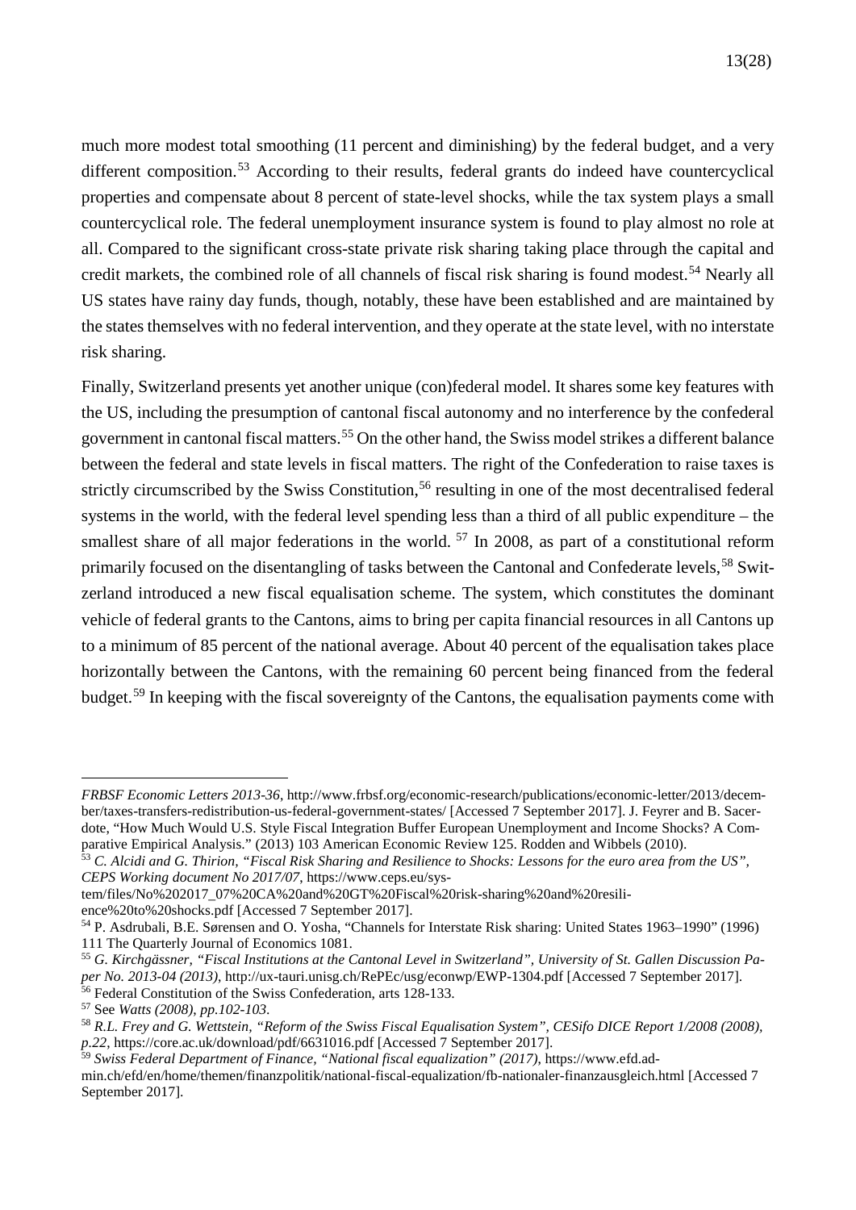much more modest total smoothing (11 percent and diminishing) by the federal budget, and a very different composition.[53] According to their results, federal grants do indeed have countercyclical properties and compensate about 8 percent of state-level shocks, while the tax system plays a small countercyclical role. The federal unemployment insurance system is found to play almost no role at all. Compared to the significant cross-state private risk sharing taking place through the capital and credit markets, the combined role of all channels of fiscal risk sharing is found modest.[54] Nearly all US states have rainy day funds, though, notably, these have been established and are maintained by the states themselves with no federal intervention, and they operate at the state level, with no interstate risk sharing.

Finally, Switzerland presents yet another unique (con)federal model. It shares some key features with the US, including the presumption of cantonal fiscal autonomy and no interference by the confederal government in cantonal fiscal matters.[55] On the other hand, the Swiss model strikes a different balance between the federal and state levels in fiscal matters. The right of the Confederation to raise taxes is strictly circumscribed by the Swiss Constitution,[56] resulting in one of the most decentralised federal systems in the world, with the federal level spending less than a third of all public expenditure – the smallest share of all major federations in the world. [57] In 2008, as part of a constitutional reform primarily focused on the disentangling of tasks between the Cantonal and Confederate levels,[58] Switzerland introduced a new fiscal equalisation scheme. The system, which constitutes the dominant vehicle of federal grants to the Cantons, aims to bring per capita financial resources in all Cantons up to a minimum of 85 percent of the national average. About 40 percent of the equalisation takes place horizontally between the Cantons, with the remaining 60 percent being financed from the federal budget.[59] In keeping with the fiscal sovereignty of the Cantons, the equalisation payments come with

---

*FRBSF Economic Letters 2013-36*, http://www.frbsf.org/economic-research/publications/economic-letter/2013/december/taxes-transfers-redistribution-us-federal-government-states/ [Accessed 7 September 2017]. J. Feyrer and B. Sacerdote, "How Much Would U.S. Style Fiscal Integration Buffer European Unemployment and Income Shocks? A Comparative Empirical Analysis." (2013) 103 American Economic Review 125. Rodden and Wibbels (2010).

[53] *C. Alcidi and G. Thirion, "Fiscal Risk Sharing and Resilience to Shocks: Lessons for the euro area from the US", CEPS Working document No 2017/07*, https://www.ceps.eu/system/files/No%202017_07%20CA%20and%20GT%20Fiscal%20risk-sharing%20and%20resilience%20to%20shocks.pdf [Accessed 7 September 2017].

[54] P. Asdrubali, B.E. Sørensen and O. Yosha, "Channels for Interstate Risk sharing: United States 1963–1990" (1996) 111 The Quarterly Journal of Economics 1081.

[55] *G. Kirchgässner, "Fiscal Institutions at the Cantonal Level in Switzerland", University of St. Gallen Discussion Paper No. 2013-04 (2013)*, http://ux-tauri.unisg.ch/RePEc/usg/econwp/EWP-1304.pdf [Accessed 7 September 2017].

[56] Federal Constitution of the Swiss Confederation, arts 128-133.

[57] See *Watts (2008), pp.102-103*.

[58] *R.L. Frey and G. Wettstein, "Reform of the Swiss Fiscal Equalisation System", CESifo DICE Report 1/2008 (2008), p.22*, https://core.ac.uk/download/pdf/6631016.pdf [Accessed 7 September 2017].

[59] *Swiss Federal Department of Finance, "National fiscal equalization" (2017)*, https://www.efd.admin.ch/efd/en/home/themen/finanzpolitik/national-fiscal-equalization/fb-nationaler-finanzausgleich.html [Accessed 7 September 2017].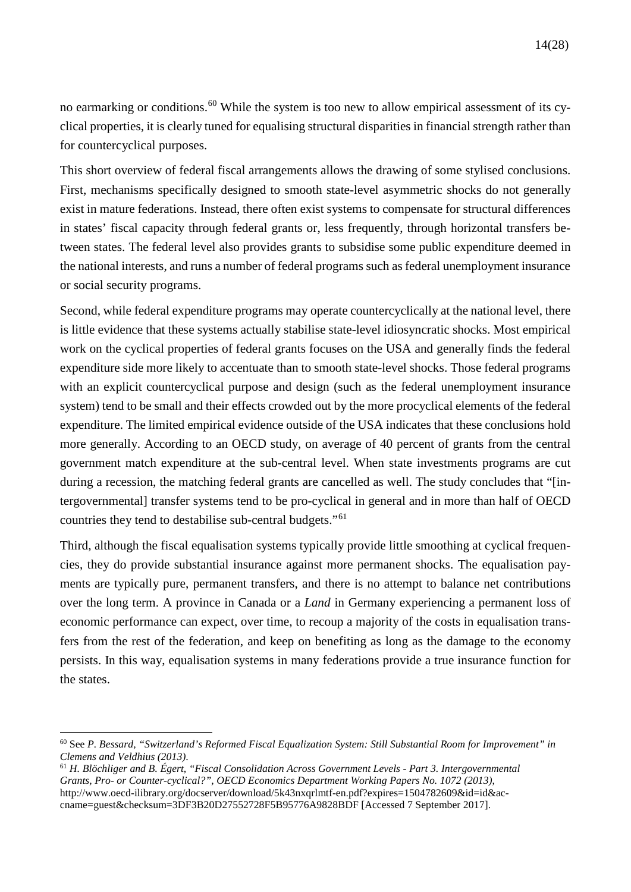no earmarking or conditions.[60] While the system is too new to allow empirical assessment of its cyclical properties, it is clearly tuned for equalising structural disparities in financial strength rather than for countercyclical purposes.

This short overview of federal fiscal arrangements allows the drawing of some stylised conclusions. First, mechanisms specifically designed to smooth state-level asymmetric shocks do not generally exist in mature federations. Instead, there often exist systems to compensate for structural differences in states' fiscal capacity through federal grants or, less frequently, through horizontal transfers between states. The federal level also provides grants to subsidise some public expenditure deemed in the national interests, and runs a number of federal programs such as federal unemployment insurance or social security programs.

Second, while federal expenditure programs may operate countercyclically at the national level, there is little evidence that these systems actually stabilise state-level idiosyncratic shocks. Most empirical work on the cyclical properties of federal grants focuses on the USA and generally finds the federal expenditure side more likely to accentuate than to smooth state-level shocks. Those federal programs with an explicit countercyclical purpose and design (such as the federal unemployment insurance system) tend to be small and their effects crowded out by the more procyclical elements of the federal expenditure. The limited empirical evidence outside of the USA indicates that these conclusions hold more generally. According to an OECD study, on average of 40 percent of grants from the central government match expenditure at the sub-central level. When state investments programs are cut during a recession, the matching federal grants are cancelled as well. The study concludes that "[intergovernmental] transfer systems tend to be pro-cyclical in general and in more than half of OECD countries they tend to destabilise sub-central budgets."[61]

Third, although the fiscal equalisation systems typically provide little smoothing at cyclical frequencies, they do provide substantial insurance against more permanent shocks. The equalisation payments are typically pure, permanent transfers, and there is no attempt to balance net contributions over the long term. A province in Canada or a *Land* in Germany experiencing a permanent loss of economic performance can expect, over time, to recoup a majority of the costs in equalisation transfers from the rest of the federation, and keep on benefiting as long as the damage to the economy persists. In this way, equalisation systems in many federations provide a true insurance function for the states.

---

[60] See *P. Bessard, "Switzerland's Reformed Fiscal Equalization System: Still Substantial Room for Improvement" in Clemens and Veldhius (2013).*

[61] *H. Blöchliger and B. Égert, "Fiscal Consolidation Across Government Levels - Part 3. Intergovernmental Grants, Pro- or Counter-cyclical?", OECD Economics Department Working Papers No. 1072 (2013)*, http://www.oecd-ilibrary.org/docserver/download/5k43nxqrlmtf-en.pdf?expires=1504782609&id=id&accname=guest&checksum=3DF3B20D27552728F5B95776A9828BDF [Accessed 7 September 2017].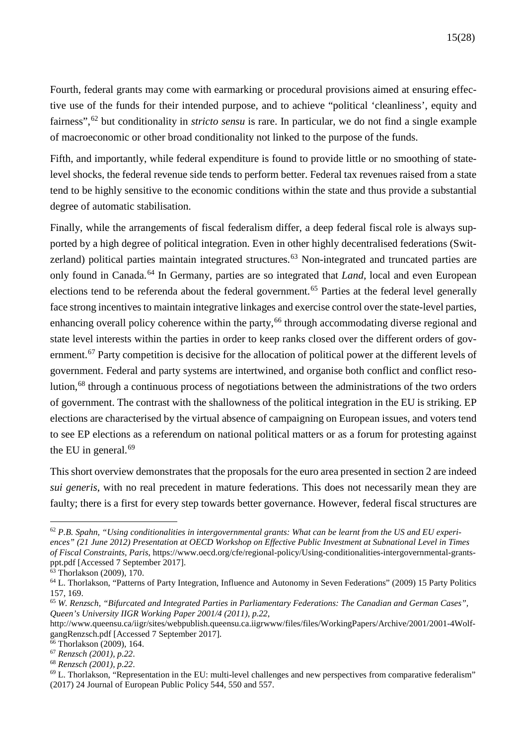Fourth, federal grants may come with earmarking or procedural provisions aimed at ensuring effective use of the funds for their intended purpose, and to achieve "political 'cleanliness', equity and fairness",[62] but conditionality in *stricto sensu* is rare. In particular, we do not find a single example of macroeconomic or other broad conditionality not linked to the purpose of the funds.

Fifth, and importantly, while federal expenditure is found to provide little or no smoothing of state-level shocks, the federal revenue side tends to perform better. Federal tax revenues raised from a state tend to be highly sensitive to the economic conditions within the state and thus provide a substantial degree of automatic stabilisation.

Finally, while the arrangements of fiscal federalism differ, a deep federal fiscal role is always supported by a high degree of political integration. Even in other highly decentralised federations (Switzerland) political parties maintain integrated structures.[63] Non-integrated and truncated parties are only found in Canada.[64] In Germany, parties are so integrated that *Land*, local and even European elections tend to be referenda about the federal government.[65] Parties at the federal level generally face strong incentives to maintain integrative linkages and exercise control over the state-level parties, enhancing overall policy coherence within the party,[66] through accommodating diverse regional and state level interests within the parties in order to keep ranks closed over the different orders of government.[67] Party competition is decisive for the allocation of political power at the different levels of government. Federal and party systems are intertwined, and organise both conflict and conflict resolution,[68] through a continuous process of negotiations between the administrations of the two orders of government. The contrast with the shallowness of the political integration in the EU is striking. EP elections are characterised by the virtual absence of campaigning on European issues, and voters tend to see EP elections as a referendum on national political matters or as a forum for protesting against the EU in general.[69]

This short overview demonstrates that the proposals for the euro area presented in section 2 are indeed *sui generis*, with no real precedent in mature federations. This does not necessarily mean they are faulty; there is a first for every step towards better governance. However, federal fiscal structures are

---

[62] *P.B. Spahn, "Using conditionalities in intergovernmental grants: What can be learnt from the US and EU experiences" (21 June 2012) Presentation at OECD Workshop on Effective Public Investment at Subnational Level in Times of Fiscal Constraints, Paris*, https://www.oecd.org/cfe/regional-policy/Using-conditionalities-intergovernmental-grants-ppt.pdf [Accessed 7 September 2017].

[63] Thorlakson (2009), 170.

[64] L. Thorlakson, "Patterns of Party Integration, Influence and Autonomy in Seven Federations" (2009) 15 Party Politics 157, 169.

[65] *W. Renzsch, "Bifurcated and Integrated Parties in Parliamentary Federations: The Canadian and German Cases", Queen's University IIGR Working Paper 2001/4 (2011), p.22*, http://www.queensu.ca/iigr/sites/webpublish.queensu.ca.iigrwww/files/files/WorkingPapers/Archive/2001/2001-4WolfgangRenzsch.pdf [Accessed 7 September 2017].

[66] Thorlakson (2009), 164.

[67] *Renzsch (2001), p.22*.

[68] *Renzsch (2001), p.22*.

[69] L. Thorlakson, "Representation in the EU: multi-level challenges and new perspectives from comparative federalism" (2017) 24 Journal of European Public Policy 544, 550 and 557.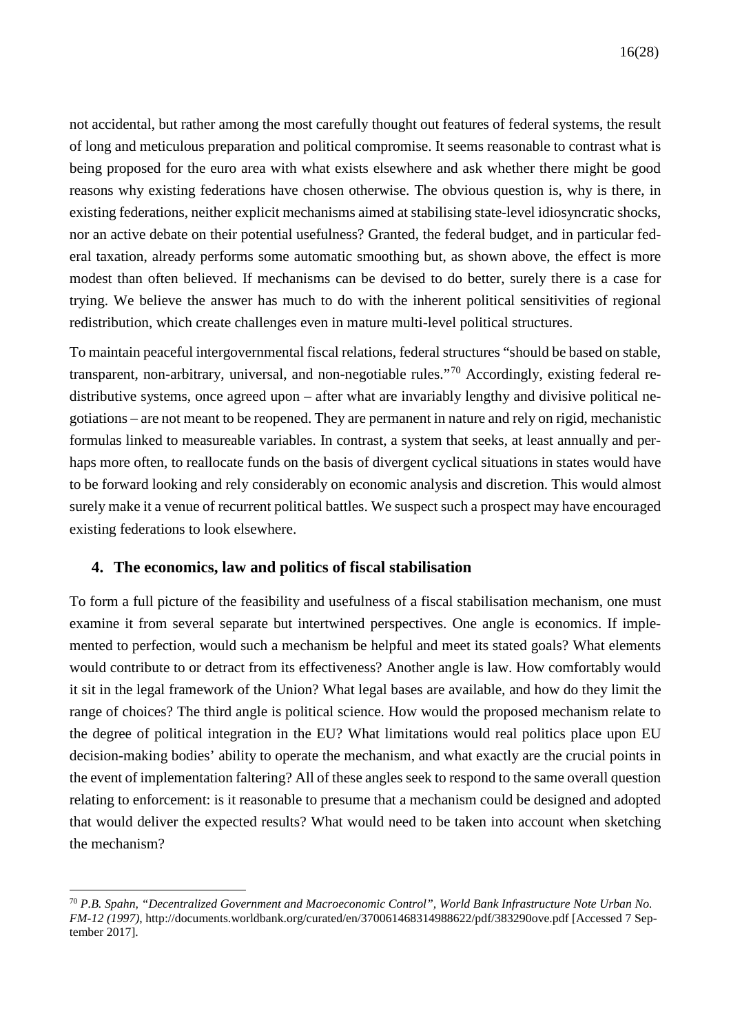not accidental, but rather among the most carefully thought out features of federal systems, the result of long and meticulous preparation and political compromise. It seems reasonable to contrast what is being proposed for the euro area with what exists elsewhere and ask whether there might be good reasons why existing federations have chosen otherwise. The obvious question is, why is there, in existing federations, neither explicit mechanisms aimed at stabilising state-level idiosyncratic shocks, nor an active debate on their potential usefulness? Granted, the federal budget, and in particular federal taxation, already performs some automatic smoothing but, as shown above, the effect is more modest than often believed. If mechanisms can be devised to do better, surely there is a case for trying. We believe the answer has much to do with the inherent political sensitivities of regional redistribution, which create challenges even in mature multi-level political structures.

To maintain peaceful intergovernmental fiscal relations, federal structures "should be based on stable, transparent, non-arbitrary, universal, and non-negotiable rules."[70] Accordingly, existing federal redistributive systems, once agreed upon – after what are invariably lengthy and divisive political negotiations – are not meant to be reopened. They are permanent in nature and rely on rigid, mechanistic formulas linked to measureable variables. In contrast, a system that seeks, at least annually and perhaps more often, to reallocate funds on the basis of divergent cyclical situations in states would have to be forward looking and rely considerably on economic analysis and discretion. This would almost surely make it a venue of recurrent political battles. We suspect such a prospect may have encouraged existing federations to look elsewhere.

## 4. The economics, law and politics of fiscal stabilisation

To form a full picture of the feasibility and usefulness of a fiscal stabilisation mechanism, one must examine it from several separate but intertwined perspectives. One angle is economics. If implemented to perfection, would such a mechanism be helpful and meet its stated goals? What elements would contribute to or detract from its effectiveness? Another angle is law. How comfortably would it sit in the legal framework of the Union? What legal bases are available, and how do they limit the range of choices? The third angle is political science. How would the proposed mechanism relate to the degree of political integration in the EU? What limitations would real politics place upon EU decision-making bodies' ability to operate the mechanism, and what exactly are the crucial points in the event of implementation faltering? All of these angles seek to respond to the same overall question relating to enforcement: is it reasonable to presume that a mechanism could be designed and adopted that would deliver the expected results? What would need to be taken into account when sketching the mechanism?

---

[70] *P.B. Spahn, "Decentralized Government and Macroeconomic Control", World Bank Infrastructure Note Urban No. FM-12 (1997)*, http://documents.worldbank.org/curated/en/370061468314988622/pdf/383290ove.pdf [Accessed 7 September 2017].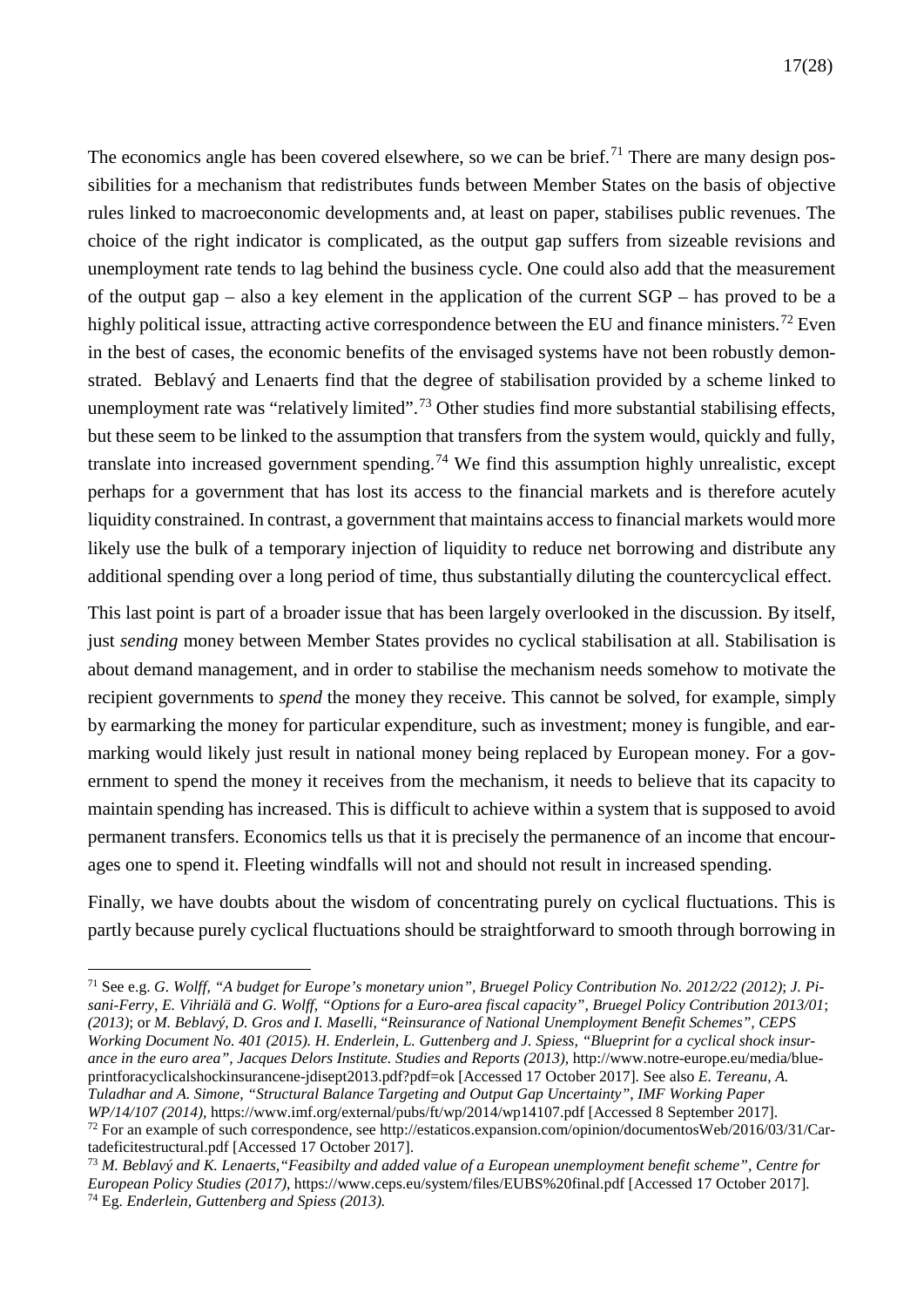The economics angle has been covered elsewhere, so we can be brief.[71] There are many design possibilities for a mechanism that redistributes funds between Member States on the basis of objective rules linked to macroeconomic developments and, at least on paper, stabilises public revenues. The choice of the right indicator is complicated, as the output gap suffers from sizeable revisions and unemployment rate tends to lag behind the business cycle. One could also add that the measurement of the output gap – also a key element in the application of the current SGP – has proved to be a highly political issue, attracting active correspondence between the EU and finance ministers.[72] Even in the best of cases, the economic benefits of the envisaged systems have not been robustly demonstrated. Beblavý and Lenaerts find that the degree of stabilisation provided by a scheme linked to unemployment rate was "relatively limited".[73] Other studies find more substantial stabilising effects, but these seem to be linked to the assumption that transfers from the system would, quickly and fully, translate into increased government spending.[74] We find this assumption highly unrealistic, except perhaps for a government that has lost its access to the financial markets and is therefore acutely liquidity constrained. In contrast, a government that maintains access to financial markets would more likely use the bulk of a temporary injection of liquidity to reduce net borrowing and distribute any additional spending over a long period of time, thus substantially diluting the countercyclical effect.

This last point is part of a broader issue that has been largely overlooked in the discussion. By itself, just *sending* money between Member States provides no cyclical stabilisation at all. Stabilisation is about demand management, and in order to stabilise the mechanism needs somehow to motivate the recipient governments to *spend* the money they receive. This cannot be solved, for example, simply by earmarking the money for particular expenditure, such as investment; money is fungible, and earmarking would likely just result in national money being replaced by European money. For a government to spend the money it receives from the mechanism, it needs to believe that its capacity to maintain spending has increased. This is difficult to achieve within a system that is supposed to avoid permanent transfers. Economics tells us that it is precisely the permanence of an income that encourages one to spend it. Fleeting windfalls will not and should not result in increased spending.

Finally, we have doubts about the wisdom of concentrating purely on cyclical fluctuations. This is partly because purely cyclical fluctuations should be straightforward to smooth through borrowing in

---

[71] See e.g. *G. Wolff, "A budget for Europe's monetary union", Bruegel Policy Contribution No. 2012/22 (2012)*; *J. Pisani-Ferry, E. Vihriälä and G. Wolff, "Options for a Euro-area fiscal capacity", Bruegel Policy Contribution 2013/01*; *(2013)*; or *M. Beblavý, D. Gros and I. Maselli, "Reinsurance of National Unemployment Benefit Schemes", CEPS Working Document No. 401 (2015). H. Enderlein, L. Guttenberg and J. Spiess, "Blueprint for a cyclical shock insurance in the euro area", Jacques Delors Institute. Studies and Reports (2013)*, http://www.notre-europe.eu/media/blueprintforacyclicalshockinsurancene-jdisept2013.pdf?pdf=ok [Accessed 17 October 2017]. See also *E. Tereanu, A. Tuladhar and A. Simone, "Structural Balance Targeting and Output Gap Uncertainty", IMF Working Paper WP/14/107 (2014)*, https://www.imf.org/external/pubs/ft/wp/2014/wp14107.pdf [Accessed 8 September 2017].

[72] For an example of such correspondence, see http://estaticos.expansion.com/opinion/documentosWeb/2016/03/31/Cartadeficitestructural.pdf [Accessed 17 October 2017].

[73] *M. Beblavý and K. Lenaerts,"Feasibilty and added value of a European unemployment benefit scheme", Centre for European Policy Studies (2017)*, https://www.ceps.eu/system/files/EUBS%20final.pdf [Accessed 17 October 2017].

[74] Eg. *Enderlein, Guttenberg and Spiess (2013).*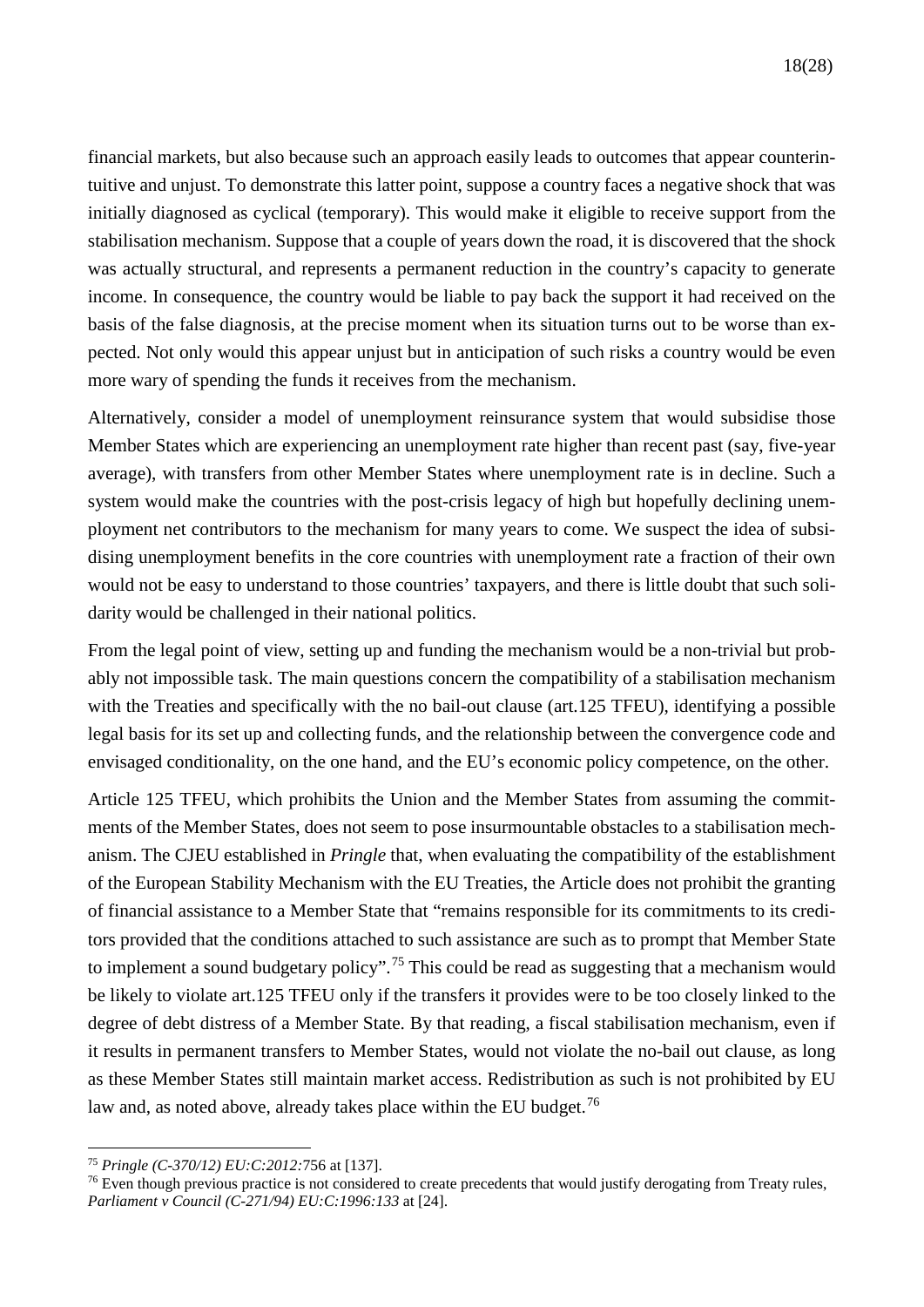financial markets, but also because such an approach easily leads to outcomes that appear counterintuitive and unjust. To demonstrate this latter point, suppose a country faces a negative shock that was initially diagnosed as cyclical (temporary). This would make it eligible to receive support from the stabilisation mechanism. Suppose that a couple of years down the road, it is discovered that the shock was actually structural, and represents a permanent reduction in the country's capacity to generate income. In consequence, the country would be liable to pay back the support it had received on the basis of the false diagnosis, at the precise moment when its situation turns out to be worse than expected. Not only would this appear unjust but in anticipation of such risks a country would be even more wary of spending the funds it receives from the mechanism.

Alternatively, consider a model of unemployment reinsurance system that would subsidise those Member States which are experiencing an unemployment rate higher than recent past (say, five-year average), with transfers from other Member States where unemployment rate is in decline. Such a system would make the countries with the post-crisis legacy of high but hopefully declining unemployment net contributors to the mechanism for many years to come. We suspect the idea of subsidising unemployment benefits in the core countries with unemployment rate a fraction of their own would not be easy to understand to those countries' taxpayers, and there is little doubt that such solidarity would be challenged in their national politics.

From the legal point of view, setting up and funding the mechanism would be a non-trivial but probably not impossible task. The main questions concern the compatibility of a stabilisation mechanism with the Treaties and specifically with the no bail-out clause (art.125 TFEU), identifying a possible legal basis for its set up and collecting funds, and the relationship between the convergence code and envisaged conditionality, on the one hand, and the EU's economic policy competence, on the other.

Article 125 TFEU, which prohibits the Union and the Member States from assuming the commitments of the Member States, does not seem to pose insurmountable obstacles to a stabilisation mechanism. The CJEU established in *Pringle* that, when evaluating the compatibility of the establishment of the European Stability Mechanism with the EU Treaties, the Article does not prohibit the granting of financial assistance to a Member State that "remains responsible for its commitments to its creditors provided that the conditions attached to such assistance are such as to prompt that Member State to implement a sound budgetary policy".[75] This could be read as suggesting that a mechanism would be likely to violate art.125 TFEU only if the transfers it provides were to be too closely linked to the degree of debt distress of a Member State. By that reading, a fiscal stabilisation mechanism, even if it results in permanent transfers to Member States, would not violate the no-bail out clause, as long as these Member States still maintain market access. Redistribution as such is not prohibited by EU law and, as noted above, already takes place within the EU budget.[76]

---

[75] *Pringle (C-370/12) EU:C:2012:*756 at [137].

[76] Even though previous practice is not considered to create precedents that would justify derogating from Treaty rules, *Parliament v Council (C-271/94) EU:C:1996:133* at [24].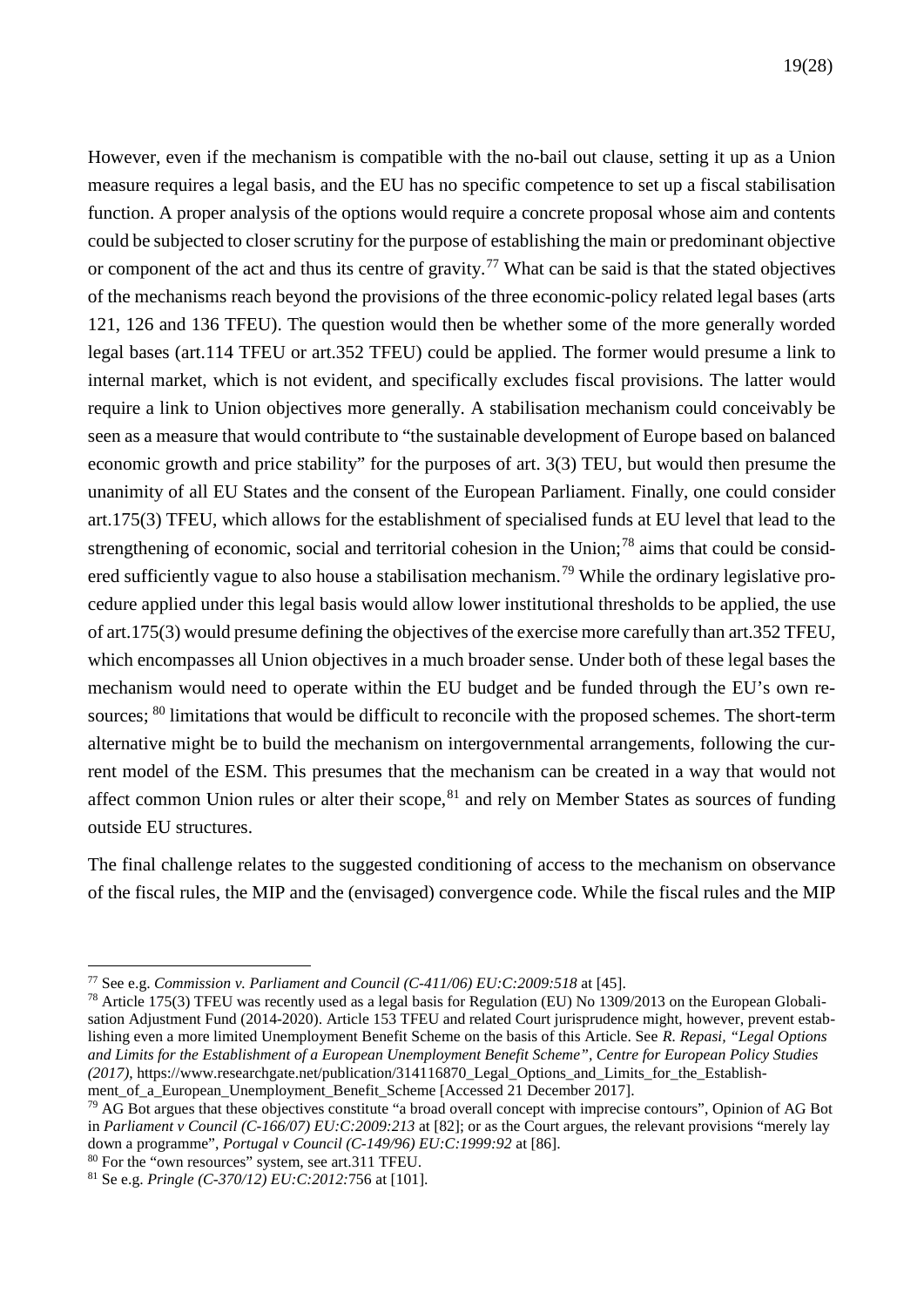However, even if the mechanism is compatible with the no-bail out clause, setting it up as a Union measure requires a legal basis, and the EU has no specific competence to set up a fiscal stabilisation function. A proper analysis of the options would require a concrete proposal whose aim and contents could be subjected to closer scrutiny for the purpose of establishing the main or predominant objective or component of the act and thus its centre of gravity.[77] What can be said is that the stated objectives of the mechanisms reach beyond the provisions of the three economic-policy related legal bases (arts 121, 126 and 136 TFEU). The question would then be whether some of the more generally worded legal bases (art.114 TFEU or art.352 TFEU) could be applied. The former would presume a link to internal market, which is not evident, and specifically excludes fiscal provisions. The latter would require a link to Union objectives more generally. A stabilisation mechanism could conceivably be seen as a measure that would contribute to "the sustainable development of Europe based on balanced economic growth and price stability" for the purposes of art. 3(3) TEU, but would then presume the unanimity of all EU States and the consent of the European Parliament. Finally, one could consider art.175(3) TFEU, which allows for the establishment of specialised funds at EU level that lead to the strengthening of economic, social and territorial cohesion in the Union;[78] aims that could be considered sufficiently vague to also house a stabilisation mechanism.[79] While the ordinary legislative procedure applied under this legal basis would allow lower institutional thresholds to be applied, the use of art.175(3) would presume defining the objectives of the exercise more carefully than art.352 TFEU, which encompasses all Union objectives in a much broader sense. Under both of these legal bases the mechanism would need to operate within the EU budget and be funded through the EU's own resources; [80] limitations that would be difficult to reconcile with the proposed schemes. The short-term alternative might be to build the mechanism on intergovernmental arrangements, following the current model of the ESM. This presumes that the mechanism can be created in a way that would not affect common Union rules or alter their scope,[81] and rely on Member States as sources of funding outside EU structures.

The final challenge relates to the suggested conditioning of access to the mechanism on observance of the fiscal rules, the MIP and the (envisaged) convergence code. While the fiscal rules and the MIP

---

[77] See e.g. *Commission v. Parliament and Council (C-411/06) EU:C:2009:518* at [45].

[78] Article 175(3) TFEU was recently used as a legal basis for Regulation (EU) No 1309/2013 on the European Globalisation Adjustment Fund (2014-2020). Article 153 TFEU and related Court jurisprudence might, however, prevent establishing even a more limited Unemployment Benefit Scheme on the basis of this Article. See *R. Repasi, "Legal Options and Limits for the Establishment of a European Unemployment Benefit Scheme", Centre for European Policy Studies (2017)*, https://www.researchgate.net/publication/314116870_Legal_Options_and_Limits_for_the_Establishment_of_a_European_Unemployment_Benefit_Scheme [Accessed 21 December 2017].

[79] AG Bot argues that these objectives constitute "a broad overall concept with imprecise contours", Opinion of AG Bot in *Parliament v Council (C-166/07) EU:C:2009:213* at [82]; or as the Court argues, the relevant provisions "merely lay down a programme", *Portugal v Council (C-149/96) EU:C:1999:92* at [86].

[80] For the "own resources" system, see art.311 TFEU.

[81] Se e.g. *Pringle (C-370/12) EU:C:2012:*756 at [101].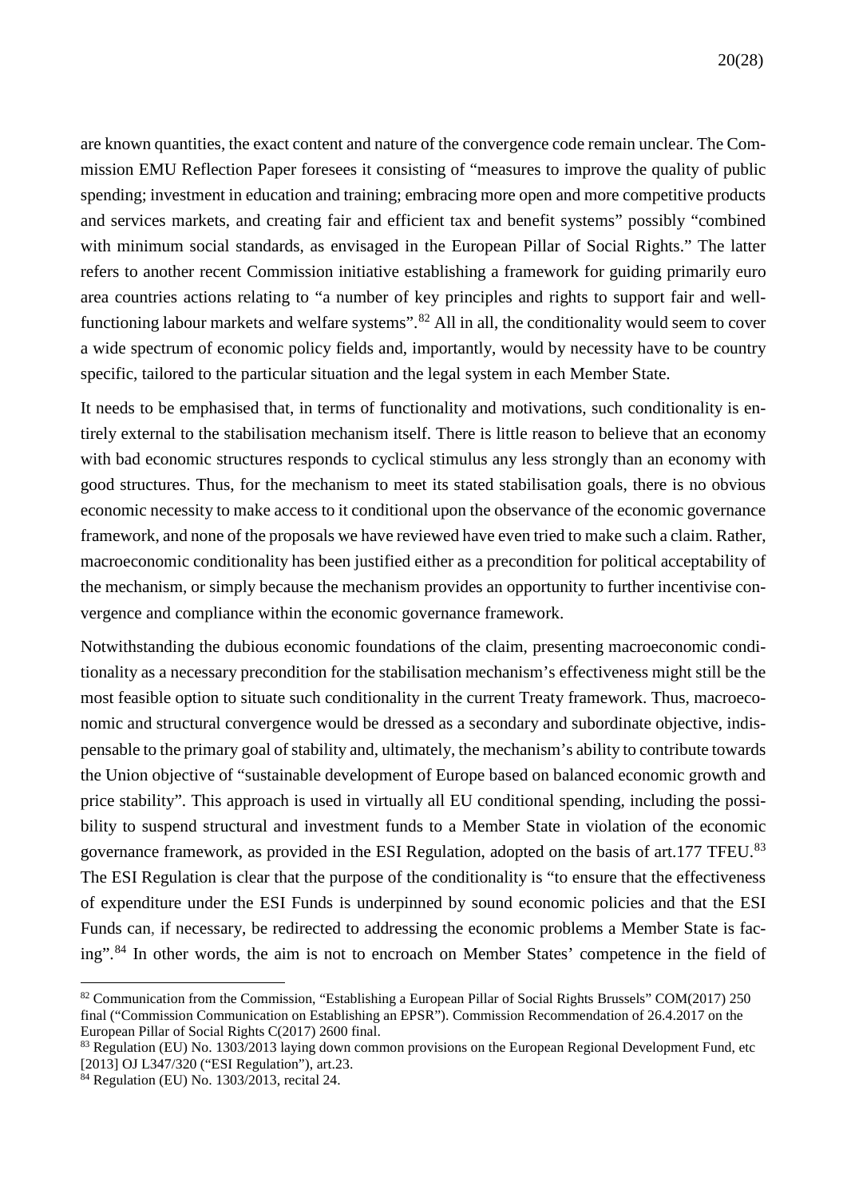are known quantities, the exact content and nature of the convergence code remain unclear. The Commission EMU Reflection Paper foresees it consisting of "measures to improve the quality of public spending; investment in education and training; embracing more open and more competitive products and services markets, and creating fair and efficient tax and benefit systems" possibly "combined with minimum social standards, as envisaged in the European Pillar of Social Rights." The latter refers to another recent Commission initiative establishing a framework for guiding primarily euro area countries actions relating to "a number of key principles and rights to support fair and well-functioning labour markets and welfare systems".[82] All in all, the conditionality would seem to cover a wide spectrum of economic policy fields and, importantly, would by necessity have to be country specific, tailored to the particular situation and the legal system in each Member State.

It needs to be emphasised that, in terms of functionality and motivations, such conditionality is entirely external to the stabilisation mechanism itself. There is little reason to believe that an economy with bad economic structures responds to cyclical stimulus any less strongly than an economy with good structures. Thus, for the mechanism to meet its stated stabilisation goals, there is no obvious economic necessity to make access to it conditional upon the observance of the economic governance framework, and none of the proposals we have reviewed have even tried to make such a claim. Rather, macroeconomic conditionality has been justified either as a precondition for political acceptability of the mechanism, or simply because the mechanism provides an opportunity to further incentivise convergence and compliance within the economic governance framework.

Notwithstanding the dubious economic foundations of the claim, presenting macroeconomic conditionality as a necessary precondition for the stabilisation mechanism's effectiveness might still be the most feasible option to situate such conditionality in the current Treaty framework. Thus, macroeconomic and structural convergence would be dressed as a secondary and subordinate objective, indispensable to the primary goal of stability and, ultimately, the mechanism's ability to contribute towards the Union objective of "sustainable development of Europe based on balanced economic growth and price stability". This approach is used in virtually all EU conditional spending, including the possibility to suspend structural and investment funds to a Member State in violation of the economic governance framework, as provided in the ESI Regulation, adopted on the basis of art.177 TFEU.[83] The ESI Regulation is clear that the purpose of the conditionality is "to ensure that the effectiveness of expenditure under the ESI Funds is underpinned by sound economic policies and that the ESI Funds can, if necessary, be redirected to addressing the economic problems a Member State is facing".[84] In other words, the aim is not to encroach on Member States' competence in the field of

[82] Communication from the Commission, "Establishing a European Pillar of Social Rights Brussels" COM(2017) 250 final ("Commission Communication on Establishing an EPSR"). Commission Recommendation of 26.4.2017 on the European Pillar of Social Rights C(2017) 2600 final.

[83] Regulation (EU) No. 1303/2013 laying down common provisions on the European Regional Development Fund, etc [2013] OJ L347/320 ("ESI Regulation"), art.23.

[84] Regulation (EU) No. 1303/2013, recital 24.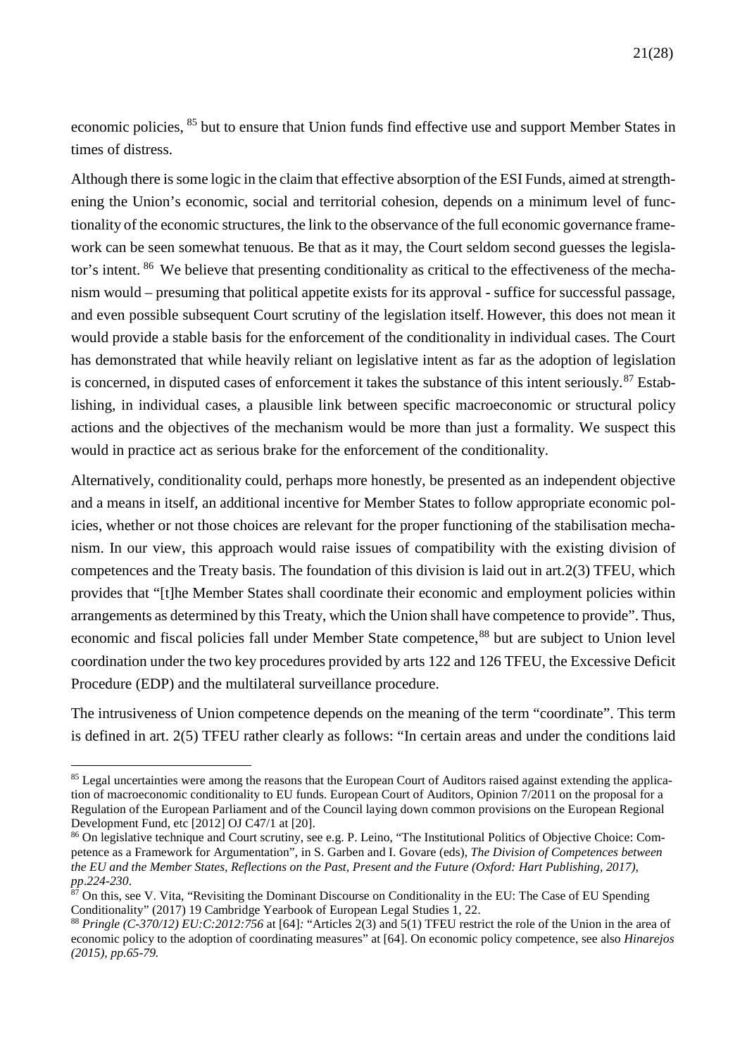economic policies, [85] but to ensure that Union funds find effective use and support Member States in times of distress.

Although there is some logic in the claim that effective absorption of the ESI Funds, aimed at strengthening the Union's economic, social and territorial cohesion, depends on a minimum level of functionality of the economic structures, the link to the observance of the full economic governance framework can be seen somewhat tenuous. Be that as it may, the Court seldom second guesses the legislator's intent. [86] We believe that presenting conditionality as critical to the effectiveness of the mechanism would – presuming that political appetite exists for its approval - suffice for successful passage, and even possible subsequent Court scrutiny of the legislation itself. However, this does not mean it would provide a stable basis for the enforcement of the conditionality in individual cases. The Court has demonstrated that while heavily reliant on legislative intent as far as the adoption of legislation is concerned, in disputed cases of enforcement it takes the substance of this intent seriously.[87] Establishing, in individual cases, a plausible link between specific macroeconomic or structural policy actions and the objectives of the mechanism would be more than just a formality. We suspect this would in practice act as serious brake for the enforcement of the conditionality.

Alternatively, conditionality could, perhaps more honestly, be presented as an independent objective and a means in itself, an additional incentive for Member States to follow appropriate economic policies, whether or not those choices are relevant for the proper functioning of the stabilisation mechanism. In our view, this approach would raise issues of compatibility with the existing division of competences and the Treaty basis. The foundation of this division is laid out in art.2(3) TFEU, which provides that "[t]he Member States shall coordinate their economic and employment policies within arrangements as determined by this Treaty, which the Union shall have competence to provide". Thus, economic and fiscal policies fall under Member State competence,[88] but are subject to Union level coordination under the two key procedures provided by arts 122 and 126 TFEU, the Excessive Deficit Procedure (EDP) and the multilateral surveillance procedure.

The intrusiveness of Union competence depends on the meaning of the term "coordinate". This term is defined in art. 2(5) TFEU rather clearly as follows: "In certain areas and under the conditions laid

---

[85] Legal uncertainties were among the reasons that the European Court of Auditors raised against extending the application of macroeconomic conditionality to EU funds. European Court of Auditors, Opinion 7/2011 on the proposal for a Regulation of the European Parliament and of the Council laying down common provisions on the European Regional Development Fund, etc [2012] OJ C47/1 at [20].

[86] On legislative technique and Court scrutiny, see e.g. P. Leino, "The Institutional Politics of Objective Choice: Competence as a Framework for Argumentation", in S. Garben and I. Govare (eds), *The Division of Competences between the EU and the Member States, Reflections on the Past, Present and the Future (Oxford: Hart Publishing, 2017), pp.224-230*.

[87] On this, see V. Vita, "Revisiting the Dominant Discourse on Conditionality in the EU: The Case of EU Spending Conditionality" (2017) 19 Cambridge Yearbook of European Legal Studies 1, 22.

[88] *Pringle (C-370/12) EU:C:2012:756* at [64]: "Articles 2(3) and 5(1) TFEU restrict the role of the Union in the area of economic policy to the adoption of coordinating measures" at [64]. On economic policy competence, see also *Hinarejos (2015), pp.65-79.*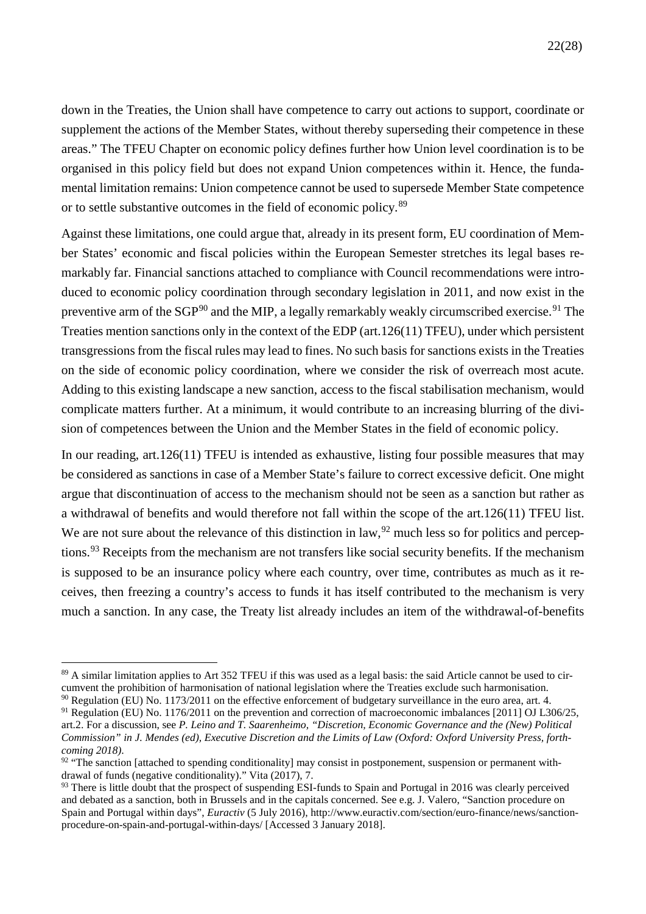down in the Treaties, the Union shall have competence to carry out actions to support, coordinate or supplement the actions of the Member States, without thereby superseding their competence in these areas." The TFEU Chapter on economic policy defines further how Union level coordination is to be organised in this policy field but does not expand Union competences within it. Hence, the fundamental limitation remains: Union competence cannot be used to supersede Member State competence or to settle substantive outcomes in the field of economic policy.[89]

Against these limitations, one could argue that, already in its present form, EU coordination of Member States' economic and fiscal policies within the European Semester stretches its legal bases remarkably far. Financial sanctions attached to compliance with Council recommendations were introduced to economic policy coordination through secondary legislation in 2011, and now exist in the preventive arm of the SGP[90] and the MIP, a legally remarkably weakly circumscribed exercise.[91] The Treaties mention sanctions only in the context of the EDP (art.126(11) TFEU), under which persistent transgressions from the fiscal rules may lead to fines. No such basis for sanctions exists in the Treaties on the side of economic policy coordination, where we consider the risk of overreach most acute. Adding to this existing landscape a new sanction, access to the fiscal stabilisation mechanism, would complicate matters further. At a minimum, it would contribute to an increasing blurring of the division of competences between the Union and the Member States in the field of economic policy.

In our reading, art.126(11) TFEU is intended as exhaustive, listing four possible measures that may be considered as sanctions in case of a Member State's failure to correct excessive deficit. One might argue that discontinuation of access to the mechanism should not be seen as a sanction but rather as a withdrawal of benefits and would therefore not fall within the scope of the art.126(11) TFEU list. We are not sure about the relevance of this distinction in law,[92] much less so for politics and perceptions.[93] Receipts from the mechanism are not transfers like social security benefits. If the mechanism is supposed to be an insurance policy where each country, over time, contributes as much as it receives, then freezing a country's access to funds it has itself contributed to the mechanism is very much a sanction. In any case, the Treaty list already includes an item of the withdrawal-of-benefits

---

[89] A similar limitation applies to Art 352 TFEU if this was used as a legal basis: the said Article cannot be used to circumvent the prohibition of harmonisation of national legislation where the Treaties exclude such harmonisation.

[90] Regulation (EU) No. 1173/2011 on the effective enforcement of budgetary surveillance in the euro area, art. 4.

[91] Regulation (EU) No. 1176/2011 on the prevention and correction of macroeconomic imbalances [2011] OJ L306/25, art.2. For a discussion, see *P. Leino and T. Saarenheimo, "Discretion, Economic Governance and the (New) Political Commission" in J. Mendes (ed), Executive Discretion and the Limits of Law (Oxford: Oxford University Press, forthcoming 2018).*

[92] "The sanction [attached to spending conditionality] may consist in postponement, suspension or permanent withdrawal of funds (negative conditionality)." Vita (2017), 7.

[93] There is little doubt that the prospect of suspending ESI-funds to Spain and Portugal in 2016 was clearly perceived and debated as a sanction, both in Brussels and in the capitals concerned. See e.g. J. Valero, "Sanction procedure on Spain and Portugal within days", *Euractiv* (5 July 2016), http://www.euractiv.com/section/euro-finance/news/sanction-procedure-on-spain-and-portugal-within-days/ [Accessed 3 January 2018].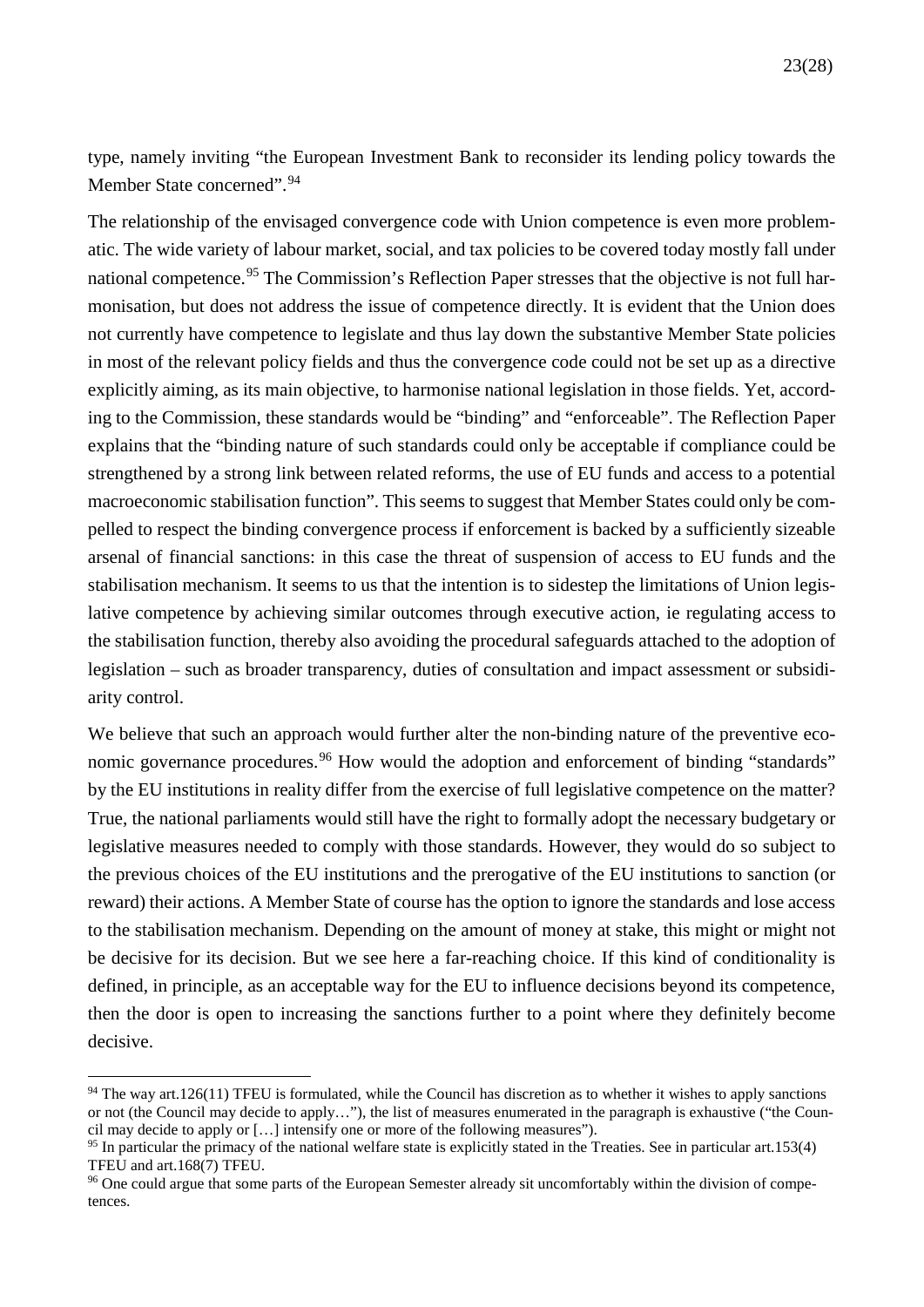type, namely inviting "the European Investment Bank to reconsider its lending policy towards the Member State concerned".[94]

The relationship of the envisaged convergence code with Union competence is even more problematic. The wide variety of labour market, social, and tax policies to be covered today mostly fall under national competence.[95] The Commission's Reflection Paper stresses that the objective is not full harmonisation, but does not address the issue of competence directly. It is evident that the Union does not currently have competence to legislate and thus lay down the substantive Member State policies in most of the relevant policy fields and thus the convergence code could not be set up as a directive explicitly aiming, as its main objective, to harmonise national legislation in those fields. Yet, according to the Commission, these standards would be "binding" and "enforceable". The Reflection Paper explains that the "binding nature of such standards could only be acceptable if compliance could be strengthened by a strong link between related reforms, the use of EU funds and access to a potential macroeconomic stabilisation function". This seems to suggest that Member States could only be compelled to respect the binding convergence process if enforcement is backed by a sufficiently sizeable arsenal of financial sanctions: in this case the threat of suspension of access to EU funds and the stabilisation mechanism. It seems to us that the intention is to sidestep the limitations of Union legislative competence by achieving similar outcomes through executive action, ie regulating access to the stabilisation function, thereby also avoiding the procedural safeguards attached to the adoption of legislation – such as broader transparency, duties of consultation and impact assessment or subsidiarity control.

We believe that such an approach would further alter the non-binding nature of the preventive economic governance procedures.[96] How would the adoption and enforcement of binding "standards" by the EU institutions in reality differ from the exercise of full legislative competence on the matter? True, the national parliaments would still have the right to formally adopt the necessary budgetary or legislative measures needed to comply with those standards. However, they would do so subject to the previous choices of the EU institutions and the prerogative of the EU institutions to sanction (or reward) their actions. A Member State of course has the option to ignore the standards and lose access to the stabilisation mechanism. Depending on the amount of money at stake, this might or might not be decisive for its decision. But we see here a far-reaching choice. If this kind of conditionality is defined, in principle, as an acceptable way for the EU to influence decisions beyond its competence, then the door is open to increasing the sanctions further to a point where they definitely become decisive.

---

[94] The way art.126(11) TFEU is formulated, while the Council has discretion as to whether it wishes to apply sanctions or not (the Council may decide to apply…"), the list of measures enumerated in the paragraph is exhaustive ("the Council may decide to apply or […] intensify one or more of the following measures").

[95] In particular the primacy of the national welfare state is explicitly stated in the Treaties. See in particular art.153(4) TFEU and art.168(7) TFEU.

[96] One could argue that some parts of the European Semester already sit uncomfortably within the division of competences.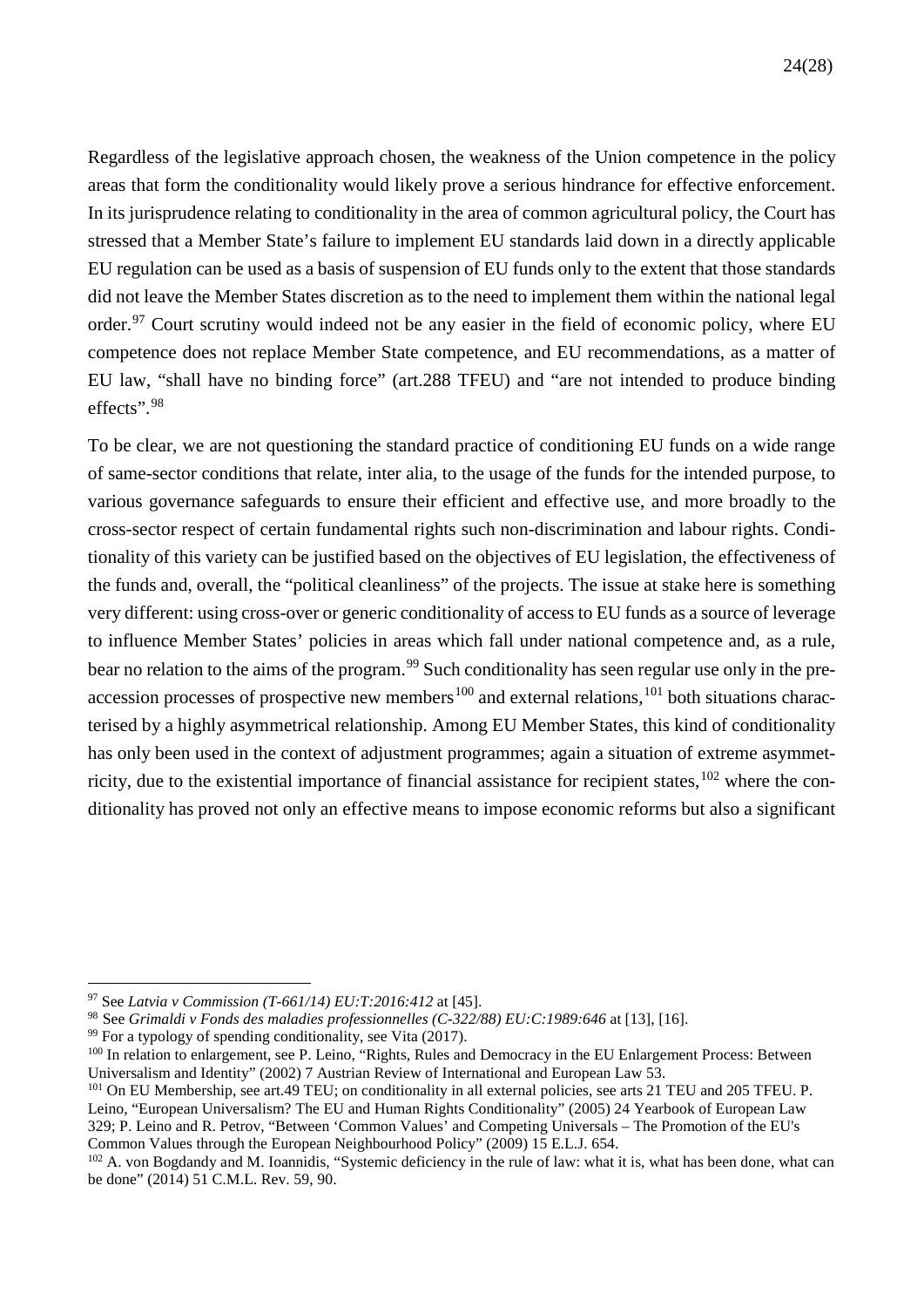Regardless of the legislative approach chosen, the weakness of the Union competence in the policy areas that form the conditionality would likely prove a serious hindrance for effective enforcement. In its jurisprudence relating to conditionality in the area of common agricultural policy, the Court has stressed that a Member State's failure to implement EU standards laid down in a directly applicable EU regulation can be used as a basis of suspension of EU funds only to the extent that those standards did not leave the Member States discretion as to the need to implement them within the national legal order.[97] Court scrutiny would indeed not be any easier in the field of economic policy, where EU competence does not replace Member State competence, and EU recommendations, as a matter of EU law, "shall have no binding force" (art.288 TFEU) and "are not intended to produce binding effects".[98]

To be clear, we are not questioning the standard practice of conditioning EU funds on a wide range of same-sector conditions that relate, inter alia, to the usage of the funds for the intended purpose, to various governance safeguards to ensure their efficient and effective use, and more broadly to the cross-sector respect of certain fundamental rights such non-discrimination and labour rights. Conditionality of this variety can be justified based on the objectives of EU legislation, the effectiveness of the funds and, overall, the "political cleanliness" of the projects. The issue at stake here is something very different: using cross-over or generic conditionality of access to EU funds as a source of leverage to influence Member States' policies in areas which fall under national competence and, as a rule, bear no relation to the aims of the program.[99] Such conditionality has seen regular use only in the pre-accession processes of prospective new members[100] and external relations,[101] both situations characterised by a highly asymmetrical relationship. Among EU Member States, this kind of conditionality has only been used in the context of adjustment programmes; again a situation of extreme asymmetricity, due to the existential importance of financial assistance for recipient states,[102] where the conditionality has proved not only an effective means to impose economic reforms but also a significant

---

[97] See *Latvia v Commission (T-661/14) EU:T:2016:412* at [45].

[98] See *Grimaldi v Fonds des maladies professionnelles (C-322/88) EU:C:1989:646* at [13], [16].

[99] For a typology of spending conditionality, see Vita (2017).

[100] In relation to enlargement, see P. Leino, "Rights, Rules and Democracy in the EU Enlargement Process: Between Universalism and Identity" (2002) 7 Austrian Review of International and European Law 53.

[101] On EU Membership, see art.49 TEU; on conditionality in all external policies, see arts 21 TEU and 205 TFEU. P. Leino, "European Universalism? The EU and Human Rights Conditionality" (2005) 24 Yearbook of European Law 329; P. Leino and R. Petrov, "Between 'Common Values' and Competing Universals – The Promotion of the EU's Common Values through the European Neighbourhood Policy" (2009) 15 E.L.J. 654.

[102] A. von Bogdandy and M. Ioannidis, "Systemic deficiency in the rule of law: what it is, what has been done, what can be done" (2014) 51 C.M.L. Rev. 59, 90.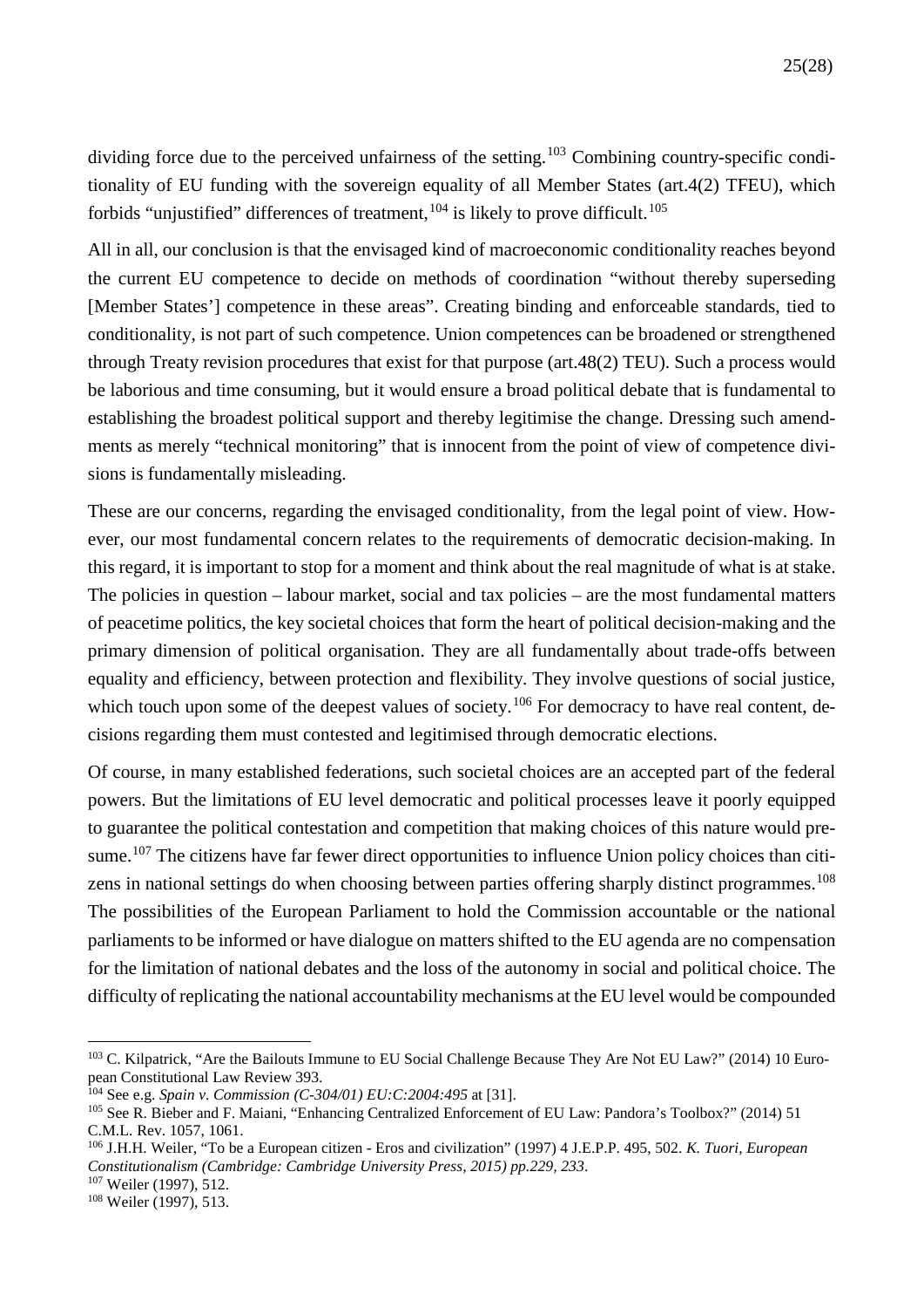dividing force due to the perceived unfairness of the setting.[103] Combining country-specific conditionality of EU funding with the sovereign equality of all Member States (art.4(2) TFEU), which forbids "unjustified" differences of treatment,[104] is likely to prove difficult.[105]

All in all, our conclusion is that the envisaged kind of macroeconomic conditionality reaches beyond the current EU competence to decide on methods of coordination "without thereby superseding [Member States'] competence in these areas". Creating binding and enforceable standards, tied to conditionality, is not part of such competence. Union competences can be broadened or strengthened through Treaty revision procedures that exist for that purpose (art.48(2) TEU). Such a process would be laborious and time consuming, but it would ensure a broad political debate that is fundamental to establishing the broadest political support and thereby legitimise the change. Dressing such amendments as merely "technical monitoring" that is innocent from the point of view of competence divisions is fundamentally misleading.

These are our concerns, regarding the envisaged conditionality, from the legal point of view. However, our most fundamental concern relates to the requirements of democratic decision-making. In this regard, it is important to stop for a moment and think about the real magnitude of what is at stake. The policies in question – labour market, social and tax policies – are the most fundamental matters of peacetime politics, the key societal choices that form the heart of political decision-making and the primary dimension of political organisation. They are all fundamentally about trade-offs between equality and efficiency, between protection and flexibility. They involve questions of social justice, which touch upon some of the deepest values of society.[106] For democracy to have real content, decisions regarding them must contested and legitimised through democratic elections.

Of course, in many established federations, such societal choices are an accepted part of the federal powers. But the limitations of EU level democratic and political processes leave it poorly equipped to guarantee the political contestation and competition that making choices of this nature would presume.[107] The citizens have far fewer direct opportunities to influence Union policy choices than citizens in national settings do when choosing between parties offering sharply distinct programmes.[108] The possibilities of the European Parliament to hold the Commission accountable or the national parliaments to be informed or have dialogue on matters shifted to the EU agenda are no compensation for the limitation of national debates and the loss of the autonomy in social and political choice. The difficulty of replicating the national accountability mechanisms at the EU level would be compounded

[103] C. Kilpatrick, "Are the Bailouts Immune to EU Social Challenge Because They Are Not EU Law?" (2014) 10 European Constitutional Law Review 393.

[104] See e.g. *Spain v. Commission (C-304/01) EU:C:2004:495* at [31].

[105] See R. Bieber and F. Maiani, "Enhancing Centralized Enforcement of EU Law: Pandora's Toolbox?" (2014) 51 C.M.L. Rev. 1057, 1061.

[106] J.H.H. Weiler, "To be a European citizen - Eros and civilization" (1997) 4 J.E.P.P. 495, 502. *K. Tuori, European Constitutionalism (Cambridge: Cambridge University Press, 2015) pp.229, 233*.

[107] Weiler (1997), 512.

[108] Weiler (1997), 513.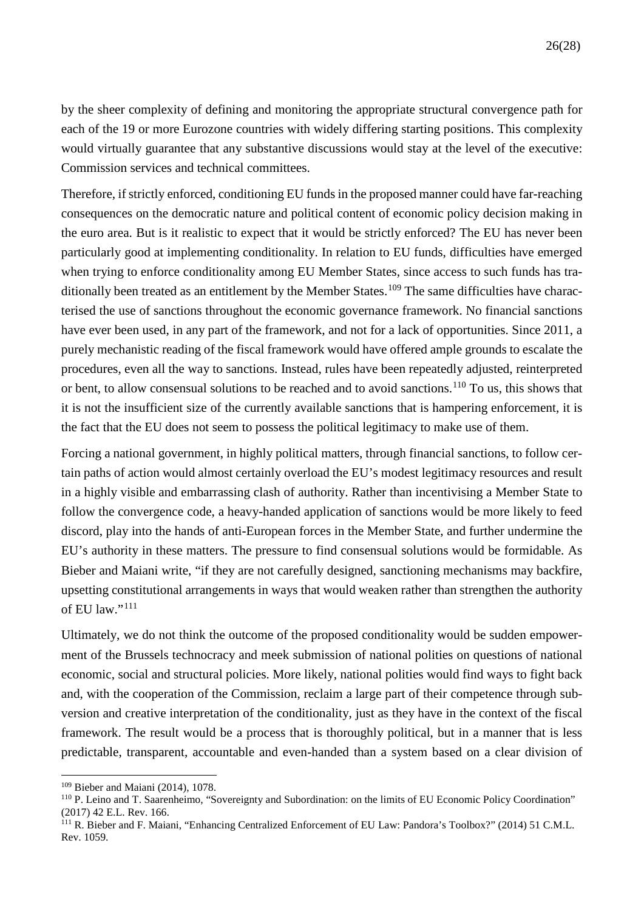by the sheer complexity of defining and monitoring the appropriate structural convergence path for each of the 19 or more Eurozone countries with widely differing starting positions. This complexity would virtually guarantee that any substantive discussions would stay at the level of the executive: Commission services and technical committees.

Therefore, if strictly enforced, conditioning EU funds in the proposed manner could have far-reaching consequences on the democratic nature and political content of economic policy decision making in the euro area. But is it realistic to expect that it would be strictly enforced? The EU has never been particularly good at implementing conditionality. In relation to EU funds, difficulties have emerged when trying to enforce conditionality among EU Member States, since access to such funds has traditionally been treated as an entitlement by the Member States.[109] The same difficulties have characterised the use of sanctions throughout the economic governance framework. No financial sanctions have ever been used, in any part of the framework, and not for a lack of opportunities. Since 2011, a purely mechanistic reading of the fiscal framework would have offered ample grounds to escalate the procedures, even all the way to sanctions. Instead, rules have been repeatedly adjusted, reinterpreted or bent, to allow consensual solutions to be reached and to avoid sanctions.[110] To us, this shows that it is not the insufficient size of the currently available sanctions that is hampering enforcement, it is the fact that the EU does not seem to possess the political legitimacy to make use of them.

Forcing a national government, in highly political matters, through financial sanctions, to follow certain paths of action would almost certainly overload the EU's modest legitimacy resources and result in a highly visible and embarrassing clash of authority. Rather than incentivising a Member State to follow the convergence code, a heavy-handed application of sanctions would be more likely to feed discord, play into the hands of anti-European forces in the Member State, and further undermine the EU's authority in these matters. The pressure to find consensual solutions would be formidable. As Bieber and Maiani write, "if they are not carefully designed, sanctioning mechanisms may backfire, upsetting constitutional arrangements in ways that would weaken rather than strengthen the authority of EU law."[111]

Ultimately, we do not think the outcome of the proposed conditionality would be sudden empowerment of the Brussels technocracy and meek submission of national polities on questions of national economic, social and structural policies. More likely, national polities would find ways to fight back and, with the cooperation of the Commission, reclaim a large part of their competence through subversion and creative interpretation of the conditionality, just as they have in the context of the fiscal framework. The result would be a process that is thoroughly political, but in a manner that is less predictable, transparent, accountable and even-handed than a system based on a clear division of

[109] Bieber and Maiani (2014), 1078.

[110] P. Leino and T. Saarenheimo, "Sovereignty and Subordination: on the limits of EU Economic Policy Coordination" (2017) 42 E.L. Rev. 166.

[111] R. Bieber and F. Maiani, "Enhancing Centralized Enforcement of EU Law: Pandora's Toolbox?" (2014) 51 C.M.L. Rev. 1059.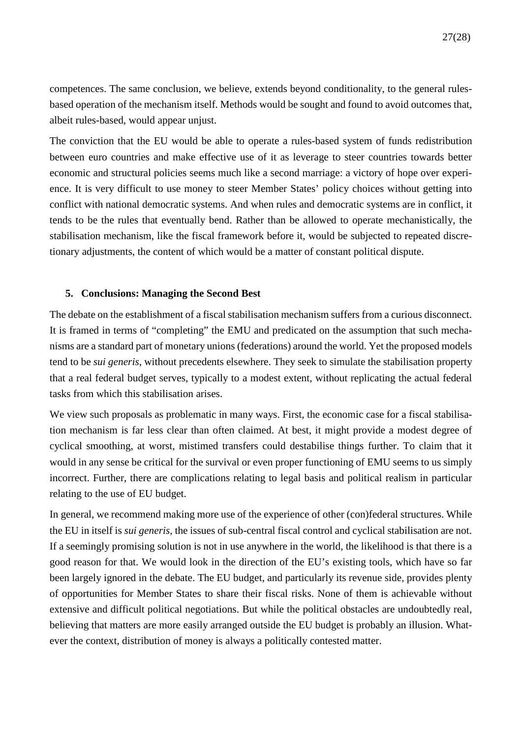competences. The same conclusion, we believe, extends beyond conditionality, to the general rules-based operation of the mechanism itself. Methods would be sought and found to avoid outcomes that, albeit rules-based, would appear unjust.

The conviction that the EU would be able to operate a rules-based system of funds redistribution between euro countries and make effective use of it as leverage to steer countries towards better economic and structural policies seems much like a second marriage: a victory of hope over experience. It is very difficult to use money to steer Member States' policy choices without getting into conflict with national democratic systems. And when rules and democratic systems are in conflict, it tends to be the rules that eventually bend. Rather than be allowed to operate mechanistically, the stabilisation mechanism, like the fiscal framework before it, would be subjected to repeated discretionary adjustments, the content of which would be a matter of constant political dispute.

## 5. Conclusions: Managing the Second Best

The debate on the establishment of a fiscal stabilisation mechanism suffers from a curious disconnect. It is framed in terms of "completing" the EMU and predicated on the assumption that such mechanisms are a standard part of monetary unions (federations) around the world. Yet the proposed models tend to be *sui generis*, without precedents elsewhere. They seek to simulate the stabilisation property that a real federal budget serves, typically to a modest extent, without replicating the actual federal tasks from which this stabilisation arises.

We view such proposals as problematic in many ways. First, the economic case for a fiscal stabilisation mechanism is far less clear than often claimed. At best, it might provide a modest degree of cyclical smoothing, at worst, mistimed transfers could destabilise things further. To claim that it would in any sense be critical for the survival or even proper functioning of EMU seems to us simply incorrect. Further, there are complications relating to legal basis and political realism in particular relating to the use of EU budget.

In general, we recommend making more use of the experience of other (con)federal structures. While the EU in itself is *sui generis*, the issues of sub-central fiscal control and cyclical stabilisation are not. If a seemingly promising solution is not in use anywhere in the world, the likelihood is that there is a good reason for that. We would look in the direction of the EU's existing tools, which have so far been largely ignored in the debate. The EU budget, and particularly its revenue side, provides plenty of opportunities for Member States to share their fiscal risks. None of them is achievable without extensive and difficult political negotiations. But while the political obstacles are undoubtedly real, believing that matters are more easily arranged outside the EU budget is probably an illusion. Whatever the context, distribution of money is always a politically contested matter.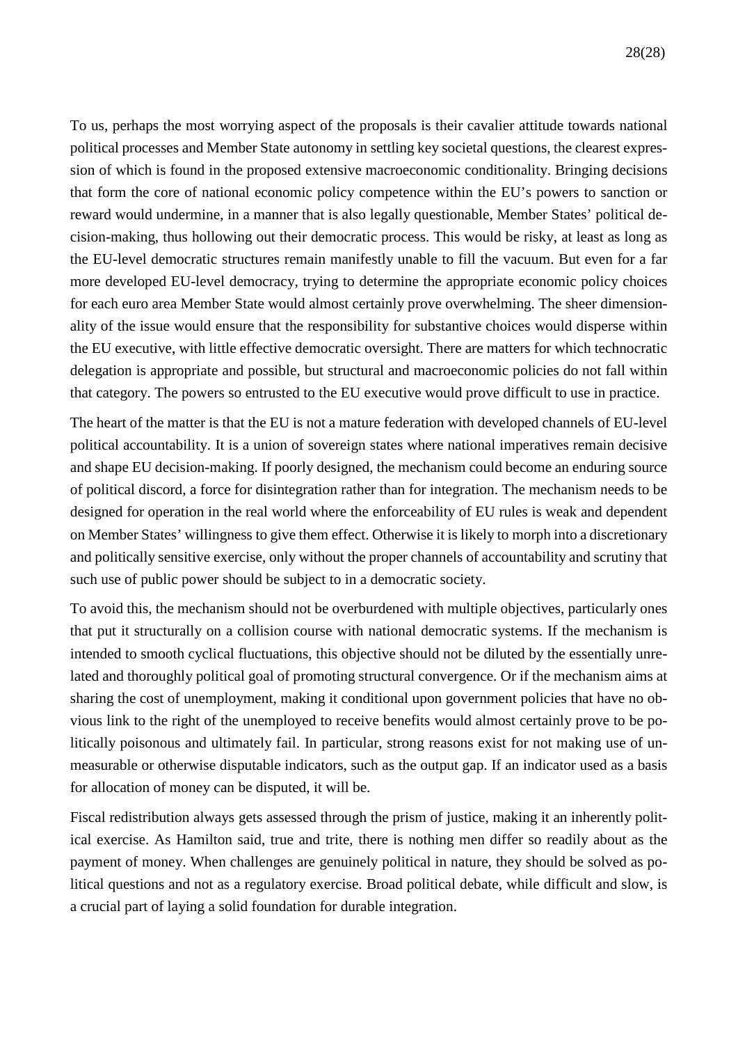To us, perhaps the most worrying aspect of the proposals is their cavalier attitude towards national political processes and Member State autonomy in settling key societal questions, the clearest expression of which is found in the proposed extensive macroeconomic conditionality. Bringing decisions that form the core of national economic policy competence within the EU's powers to sanction or reward would undermine, in a manner that is also legally questionable, Member States' political decision-making, thus hollowing out their democratic process. This would be risky, at least as long as the EU-level democratic structures remain manifestly unable to fill the vacuum. But even for a far more developed EU-level democracy, trying to determine the appropriate economic policy choices for each euro area Member State would almost certainly prove overwhelming. The sheer dimensionality of the issue would ensure that the responsibility for substantive choices would disperse within the EU executive, with little effective democratic oversight. There are matters for which technocratic delegation is appropriate and possible, but structural and macroeconomic policies do not fall within that category. The powers so entrusted to the EU executive would prove difficult to use in practice.

The heart of the matter is that the EU is not a mature federation with developed channels of EU-level political accountability. It is a union of sovereign states where national imperatives remain decisive and shape EU decision-making. If poorly designed, the mechanism could become an enduring source of political discord, a force for disintegration rather than for integration. The mechanism needs to be designed for operation in the real world where the enforceability of EU rules is weak and dependent on Member States' willingness to give them effect. Otherwise it is likely to morph into a discretionary and politically sensitive exercise, only without the proper channels of accountability and scrutiny that such use of public power should be subject to in a democratic society.

To avoid this, the mechanism should not be overburdened with multiple objectives, particularly ones that put it structurally on a collision course with national democratic systems. If the mechanism is intended to smooth cyclical fluctuations, this objective should not be diluted by the essentially unrelated and thoroughly political goal of promoting structural convergence. Or if the mechanism aims at sharing the cost of unemployment, making it conditional upon government policies that have no obvious link to the right of the unemployed to receive benefits would almost certainly prove to be politically poisonous and ultimately fail. In particular, strong reasons exist for not making use of unmeasurable or otherwise disputable indicators, such as the output gap. If an indicator used as a basis for allocation of money can be disputed, it will be.

Fiscal redistribution always gets assessed through the prism of justice, making it an inherently political exercise. As Hamilton said, true and trite, there is nothing men differ so readily about as the payment of money. When challenges are genuinely political in nature, they should be solved as political questions and not as a regulatory exercise. Broad political debate, while difficult and slow, is a crucial part of laying a solid foundation for durable integration.